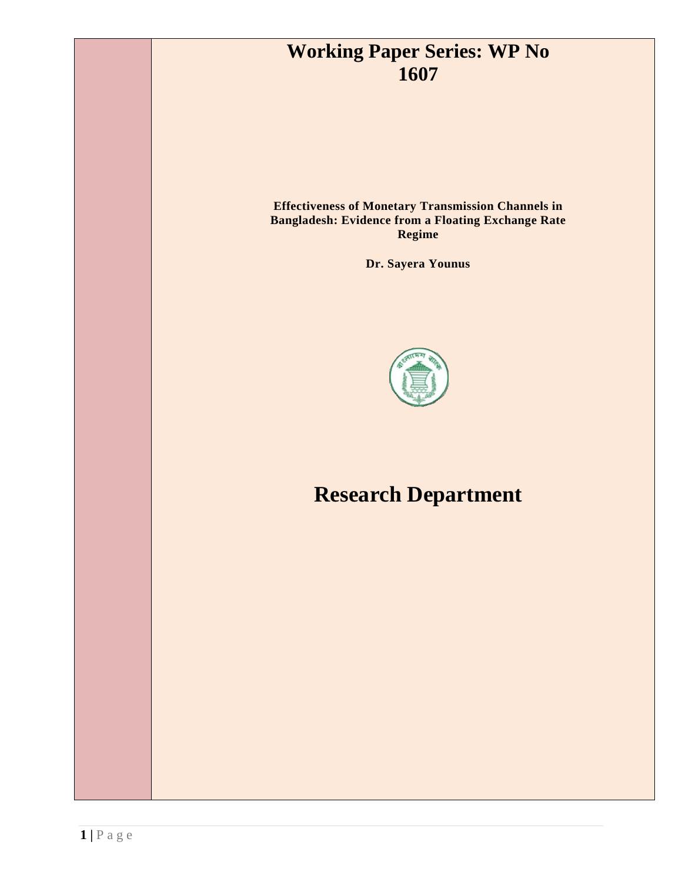# Working Paper Series: WP No 1607

**Effectiveness of Monetary Transmission Channels in Bangladesh: Evidence from a Floating Exchange Rate Regime**

**Dr. Sayera Younus**

# Research Department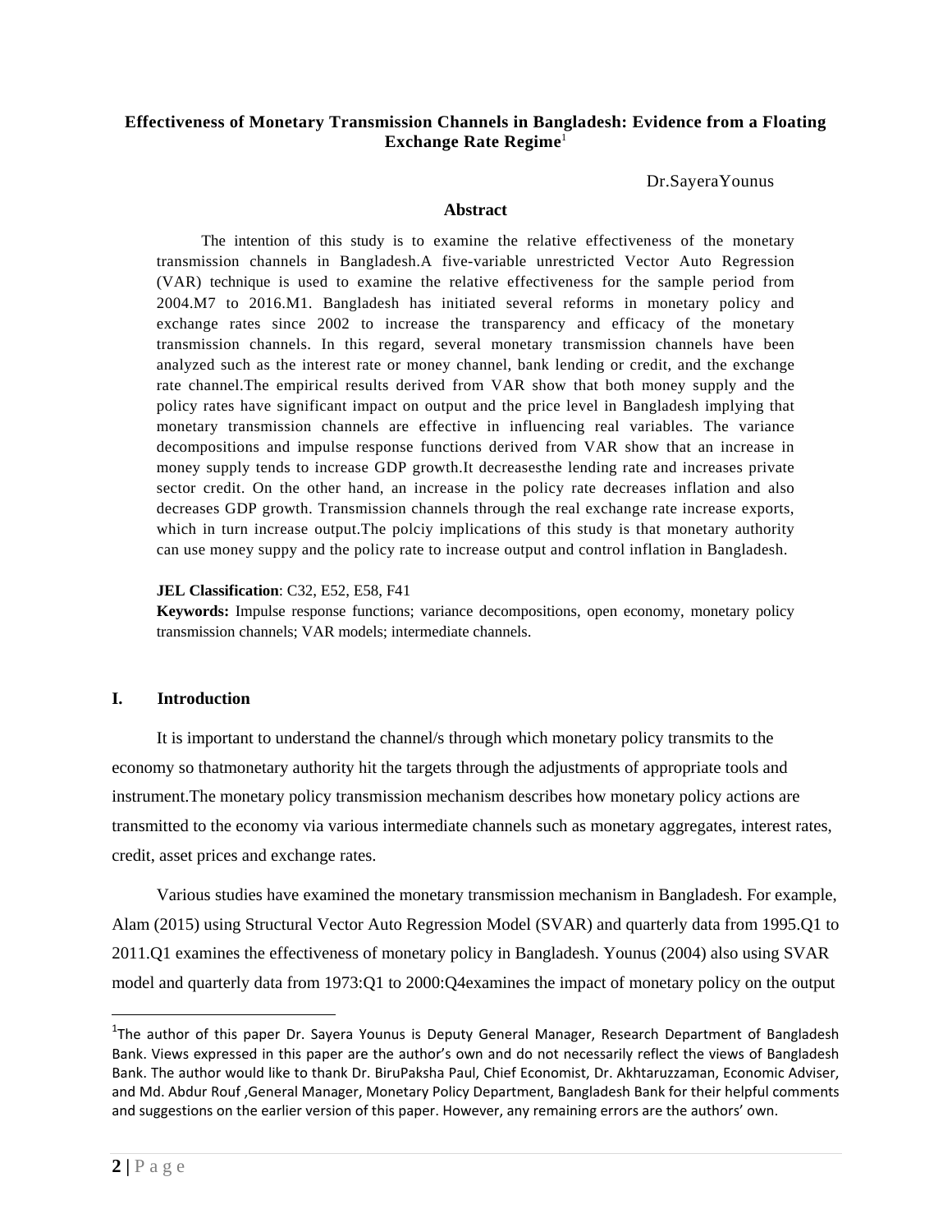# Effectiveness of Monetary Transmission Channels in Bangladesh: Evidence from a Floating Exchange Rate Regime[1]

Dr.SayeraYounus

## Abstract

The intention of this study is to examine the relative effectiveness of the monetary transmission channels in Bangladesh.A five-variable unrestricted Vector Auto Regression (VAR) technique is used to examine the relative effectiveness for the sample period from 2004.M7 to 2016.M1. Bangladesh has initiated several reforms in monetary policy and exchange rates since 2002 to increase the transparency and efficacy of the monetary transmission channels. In this regard, several monetary transmission channels have been analyzed such as the interest rate or money channel, bank lending or credit, and the exchange rate channel.The empirical results derived from VAR show that both money supply and the policy rates have significant impact on output and the price level in Bangladesh implying that monetary transmission channels are effective in influencing real variables. The variance decompositions and impulse response functions derived from VAR show that an increase in money supply tends to increase GDP growth.It decreasesthe lending rate and increases private sector credit. On the other hand, an increase in the policy rate decreases inflation and also decreases GDP growth. Transmission channels through the real exchange rate increase exports, which in turn increase output.The polciy implications of this study is that monetary authority can use money suppy and the policy rate to increase output and control inflation in Bangladesh.

**JEL Classification**: C32, E52, E58, F41

**Keywords:** Impulse response functions; variance decompositions, open economy, monetary policy transmission channels; VAR models; intermediate channels.

## I. Introduction

It is important to understand the channel/s through which monetary policy transmits to the economy so thatmonetary authority hit the targets through the adjustments of appropriate tools and instrument.The monetary policy transmission mechanism describes how monetary policy actions are transmitted to the economy via various intermediate channels such as monetary aggregates, interest rates, credit, asset prices and exchange rates.

Various studies have examined the monetary transmission mechanism in Bangladesh. For example, Alam (2015) using Structural Vector Auto Regression Model (SVAR) and quarterly data from 1995.Q1 to 2011.Q1 examines the effectiveness of monetary policy in Bangladesh. Younus (2004) also using SVAR model and quarterly data from 1973:Q1 to 2000:Q4examines the impact of monetary policy on the output

[1] The author of this paper Dr. Sayera Younus is Deputy General Manager, Research Department of Bangladesh Bank. Views expressed in this paper are the author's own and do not necessarily reflect the views of Bangladesh Bank. The author would like to thank Dr. BiruPaksha Paul, Chief Economist, Dr. Akhtaruzzaman, Economic Adviser, and Md. Abdur Rouf ,General Manager, Monetary Policy Department, Bangladesh Bank for their helpful comments and suggestions on the earlier version of this paper. However, any remaining errors are the authors' own.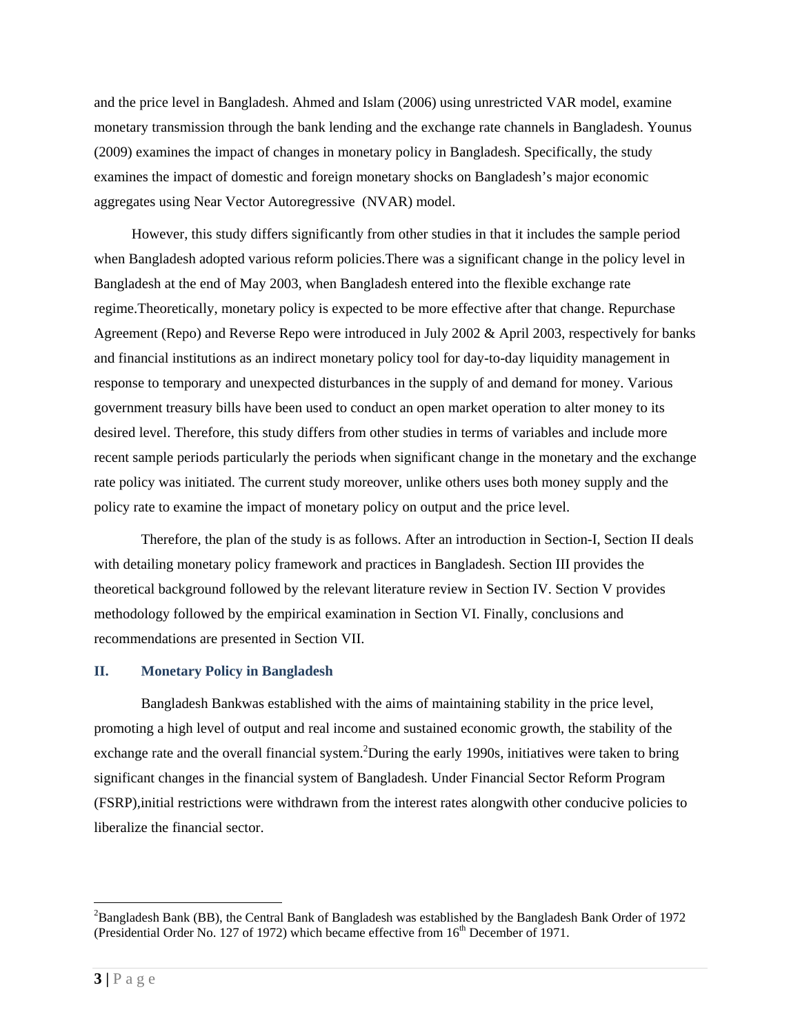and the price level in Bangladesh. Ahmed and Islam (2006) using unrestricted VAR model, examine monetary transmission through the bank lending and the exchange rate channels in Bangladesh. Younus (2009) examines the impact of changes in monetary policy in Bangladesh. Specifically, the study examines the impact of domestic and foreign monetary shocks on Bangladesh's major economic aggregates using Near Vector Autoregressive (NVAR) model.

However, this study differs significantly from other studies in that it includes the sample period when Bangladesh adopted various reform policies.There was a significant change in the policy level in Bangladesh at the end of May 2003, when Bangladesh entered into the flexible exchange rate regime.Theoretically, monetary policy is expected to be more effective after that change. Repurchase Agreement (Repo) and Reverse Repo were introduced in July 2002 & April 2003, respectively for banks and financial institutions as an indirect monetary policy tool for day-to-day liquidity management in response to temporary and unexpected disturbances in the supply of and demand for money. Various government treasury bills have been used to conduct an open market operation to alter money to its desired level. Therefore, this study differs from other studies in terms of variables and include more recent sample periods particularly the periods when significant change in the monetary and the exchange rate policy was initiated. The current study moreover, unlike others uses both money supply and the policy rate to examine the impact of monetary policy on output and the price level.

Therefore, the plan of the study is as follows. After an introduction in Section-I, Section II deals with detailing monetary policy framework and practices in Bangladesh. Section III provides the theoretical background followed by the relevant literature review in Section IV. Section V provides methodology followed by the empirical examination in Section VI. Finally, conclusions and recommendations are presented in Section VII.

## II. Monetary Policy in Bangladesh

Bangladesh Bankwas established with the aims of maintaining stability in the price level, promoting a high level of output and real income and sustained economic growth, the stability of the exchange rate and the overall financial system.[2]During the early 1990s, initiatives were taken to bring significant changes in the financial system of Bangladesh. Under Financial Sector Reform Program (FSRP),initial restrictions were withdrawn from the interest rates alongwith other conducive policies to liberalize the financial sector.

---

[2]Bangladesh Bank (BB), the Central Bank of Bangladesh was established by the Bangladesh Bank Order of 1972 (Presidential Order No. 127 of 1972) which became effective from 16th December of 1971.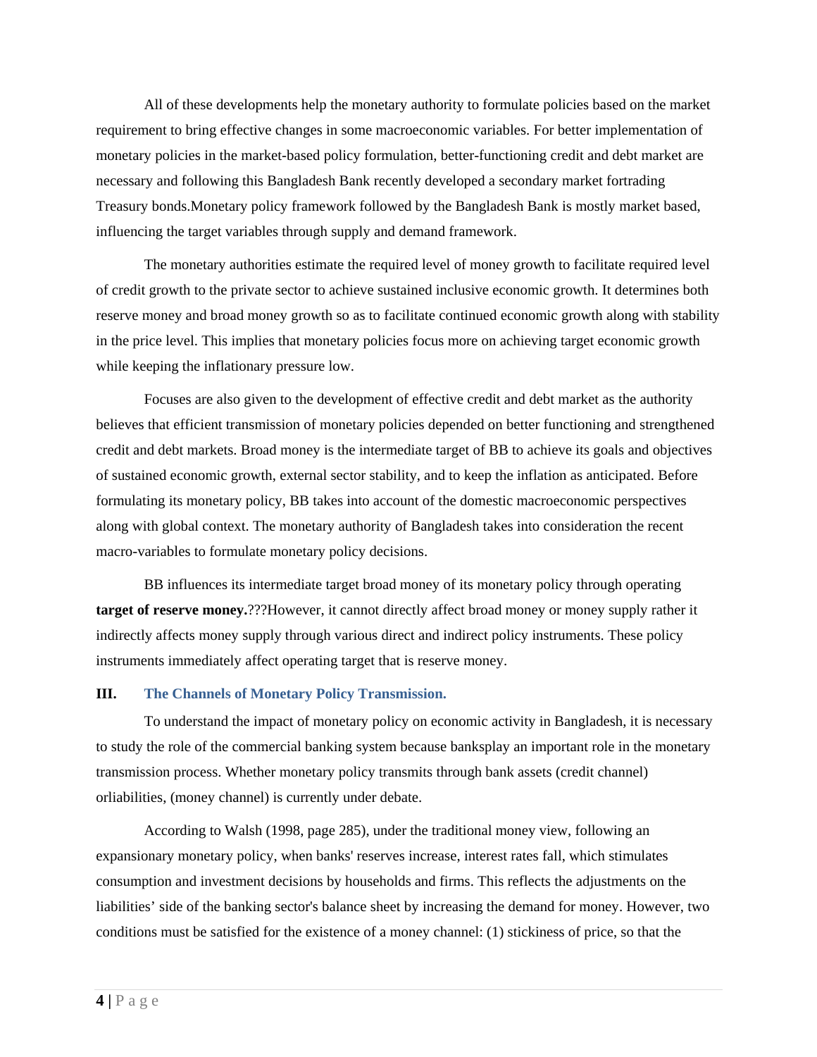All of these developments help the monetary authority to formulate policies based on the market requirement to bring effective changes in some macroeconomic variables. For better implementation of monetary policies in the market-based policy formulation, better-functioning credit and debt market are necessary and following this Bangladesh Bank recently developed a secondary market fortrading Treasury bonds.Monetary policy framework followed by the Bangladesh Bank is mostly market based, influencing the target variables through supply and demand framework.

The monetary authorities estimate the required level of money growth to facilitate required level of credit growth to the private sector to achieve sustained inclusive economic growth. It determines both reserve money and broad money growth so as to facilitate continued economic growth along with stability in the price level. This implies that monetary policies focus more on achieving target economic growth while keeping the inflationary pressure low.

Focuses are also given to the development of effective credit and debt market as the authority believes that efficient transmission of monetary policies depended on better functioning and strengthened credit and debt markets. Broad money is the intermediate target of BB to achieve its goals and objectives of sustained economic growth, external sector stability, and to keep the inflation as anticipated. Before formulating its monetary policy, BB takes into account of the domestic macroeconomic perspectives along with global context. The monetary authority of Bangladesh takes into consideration the recent macro-variables to formulate monetary policy decisions.

BB influences its intermediate target broad money of its monetary policy through operating **target of reserve money.**???However, it cannot directly affect broad money or money supply rather it indirectly affects money supply through various direct and indirect policy instruments. These policy instruments immediately affect operating target that is reserve money.

## III. The Channels of Monetary Policy Transmission.

To understand the impact of monetary policy on economic activity in Bangladesh, it is necessary to study the role of the commercial banking system because banksplay an important role in the monetary transmission process. Whether monetary policy transmits through bank assets (credit channel) orliabilities, (money channel) is currently under debate.

According to Walsh (1998, page 285), under the traditional money view, following an expansionary monetary policy, when banks' reserves increase, interest rates fall, which stimulates consumption and investment decisions by households and firms. This reflects the adjustments on the liabilities' side of the banking sector's balance sheet by increasing the demand for money. However, two conditions must be satisfied for the existence of a money channel: (1) stickiness of price, so that the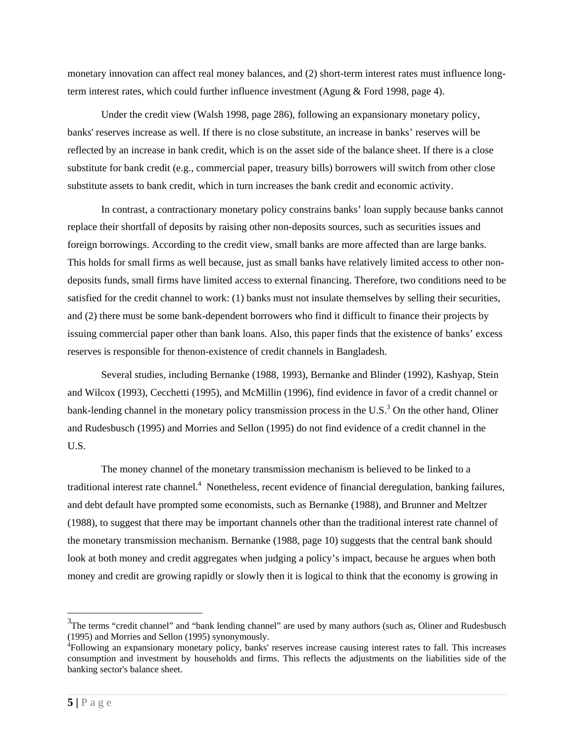monetary innovation can affect real money balances, and (2) short-term interest rates must influence long-term interest rates, which could further influence investment (Agung & Ford 1998, page 4).

Under the credit view (Walsh 1998, page 286), following an expansionary monetary policy, banks' reserves increase as well. If there is no close substitute, an increase in banks' reserves will be reflected by an increase in bank credit, which is on the asset side of the balance sheet. If there is a close substitute for bank credit (e.g., commercial paper, treasury bills) borrowers will switch from other close substitute assets to bank credit, which in turn increases the bank credit and economic activity.

In contrast, a contractionary monetary policy constrains banks' loan supply because banks cannot replace their shortfall of deposits by raising other non-deposits sources, such as securities issues and foreign borrowings. According to the credit view, small banks are more affected than are large banks. This holds for small firms as well because, just as small banks have relatively limited access to other non-deposits funds, small firms have limited access to external financing. Therefore, two conditions need to be satisfied for the credit channel to work: (1) banks must not insulate themselves by selling their securities, and (2) there must be some bank-dependent borrowers who find it difficult to finance their projects by issuing commercial paper other than bank loans. Also, this paper finds that the existence of banks' excess reserves is responsible for thenon-existence of credit channels in Bangladesh.

Several studies, including Bernanke (1988, 1993), Bernanke and Blinder (1992), Kashyap, Stein and Wilcox (1993), Cecchetti (1995), and McMillin (1996), find evidence in favor of a credit channel or bank-lending channel in the monetary policy transmission process in the U.S.[3] On the other hand, Oliner and Rudesbusch (1995) and Morries and Sellon (1995) do not find evidence of a credit channel in the U.S.

The money channel of the monetary transmission mechanism is believed to be linked to a traditional interest rate channel.[4] Nonetheless, recent evidence of financial deregulation, banking failures, and debt default have prompted some economists, such as Bernanke (1988), and Brunner and Meltzer (1988), to suggest that there may be important channels other than the traditional interest rate channel of the monetary transmission mechanism. Bernanke (1988, page 10) suggests that the central bank should look at both money and credit aggregates when judging a policy's impact, because he argues when both money and credit are growing rapidly or slowly then it is logical to think that the economy is growing in

---

[3] The terms "credit channel" and "bank lending channel" are used by many authors (such as, Oliner and Rudesbusch (1995) and Morries and Sellon (1995) synonymously.

[4] Following an expansionary monetary policy, banks' reserves increase causing interest rates to fall. This increases consumption and investment by households and firms. This reflects the adjustments on the liabilities side of the banking sector's balance sheet.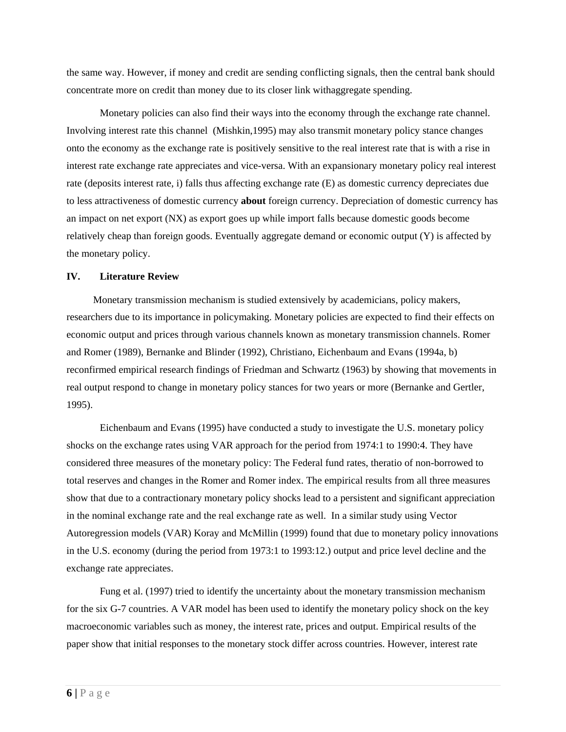the same way. However, if money and credit are sending conflicting signals, then the central bank should concentrate more on credit than money due to its closer link withaggregate spending.

Monetary policies can also find their ways into the economy through the exchange rate channel. Involving interest rate this channel (Mishkin,1995) may also transmit monetary policy stance changes onto the economy as the exchange rate is positively sensitive to the real interest rate that is with a rise in interest rate exchange rate appreciates and vice-versa. With an expansionary monetary policy real interest rate (deposits interest rate, i) falls thus affecting exchange rate (E) as domestic currency depreciates due to less attractiveness of domestic currency **about** foreign currency. Depreciation of domestic currency has an impact on net export (NX) as export goes up while import falls because domestic goods become relatively cheap than foreign goods. Eventually aggregate demand or economic output (Y) is affected by the monetary policy.

## IV. Literature Review

Monetary transmission mechanism is studied extensively by academicians, policy makers, researchers due to its importance in policymaking. Monetary policies are expected to find their effects on economic output and prices through various channels known as monetary transmission channels. Romer and Romer (1989), Bernanke and Blinder (1992), Christiano, Eichenbaum and Evans (1994a, b) reconfirmed empirical research findings of Friedman and Schwartz (1963) by showing that movements in real output respond to change in monetary policy stances for two years or more (Bernanke and Gertler, 1995).

Eichenbaum and Evans (1995) have conducted a study to investigate the U.S. monetary policy shocks on the exchange rates using VAR approach for the period from 1974:1 to 1990:4. They have considered three measures of the monetary policy: The Federal fund rates, theratio of non-borrowed to total reserves and changes in the Romer and Romer index. The empirical results from all three measures show that due to a contractionary monetary policy shocks lead to a persistent and significant appreciation in the nominal exchange rate and the real exchange rate as well. In a similar study using Vector Autoregression models (VAR) Koray and McMillin (1999) found that due to monetary policy innovations in the U.S. economy (during the period from 1973:1 to 1993:12.) output and price level decline and the exchange rate appreciates.

Fung et al. (1997) tried to identify the uncertainty about the monetary transmission mechanism for the six G-7 countries. A VAR model has been used to identify the monetary policy shock on the key macroeconomic variables such as money, the interest rate, prices and output. Empirical results of the paper show that initial responses to the monetary stock differ across countries. However, interest rate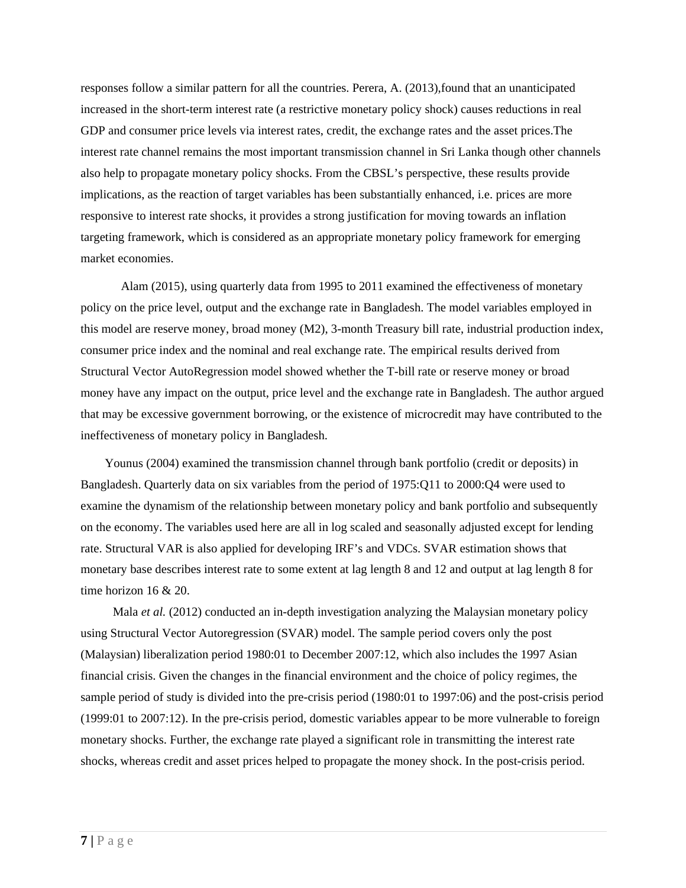responses follow a similar pattern for all the countries. Perera, A. (2013),found that an unanticipated increased in the short-term interest rate (a restrictive monetary policy shock) causes reductions in real GDP and consumer price levels via interest rates, credit, the exchange rates and the asset prices.The interest rate channel remains the most important transmission channel in Sri Lanka though other channels also help to propagate monetary policy shocks. From the CBSL's perspective, these results provide implications, as the reaction of target variables has been substantially enhanced, i.e. prices are more responsive to interest rate shocks, it provides a strong justification for moving towards an inflation targeting framework, which is considered as an appropriate monetary policy framework for emerging market economies.

Alam (2015), using quarterly data from 1995 to 2011 examined the effectiveness of monetary policy on the price level, output and the exchange rate in Bangladesh. The model variables employed in this model are reserve money, broad money (M2), 3-month Treasury bill rate, industrial production index, consumer price index and the nominal and real exchange rate. The empirical results derived from Structural Vector AutoRegression model showed whether the T-bill rate or reserve money or broad money have any impact on the output, price level and the exchange rate in Bangladesh. The author argued that may be excessive government borrowing, or the existence of microcredit may have contributed to the ineffectiveness of monetary policy in Bangladesh.

Younus (2004) examined the transmission channel through bank portfolio (credit or deposits) in Bangladesh. Quarterly data on six variables from the period of 1975:Q11 to 2000:Q4 were used to examine the dynamism of the relationship between monetary policy and bank portfolio and subsequently on the economy. The variables used here are all in log scaled and seasonally adjusted except for lending rate. Structural VAR is also applied for developing IRF's and VDCs. SVAR estimation shows that monetary base describes interest rate to some extent at lag length 8 and 12 and output at lag length 8 for time horizon 16 & 20.

Mala *et al.* (2012) conducted an in-depth investigation analyzing the Malaysian monetary policy using Structural Vector Autoregression (SVAR) model. The sample period covers only the post (Malaysian) liberalization period 1980:01 to December 2007:12, which also includes the 1997 Asian financial crisis. Given the changes in the financial environment and the choice of policy regimes, the sample period of study is divided into the pre-crisis period (1980:01 to 1997:06) and the post-crisis period (1999:01 to 2007:12). In the pre-crisis period, domestic variables appear to be more vulnerable to foreign monetary shocks. Further, the exchange rate played a significant role in transmitting the interest rate shocks, whereas credit and asset prices helped to propagate the money shock. In the post-crisis period.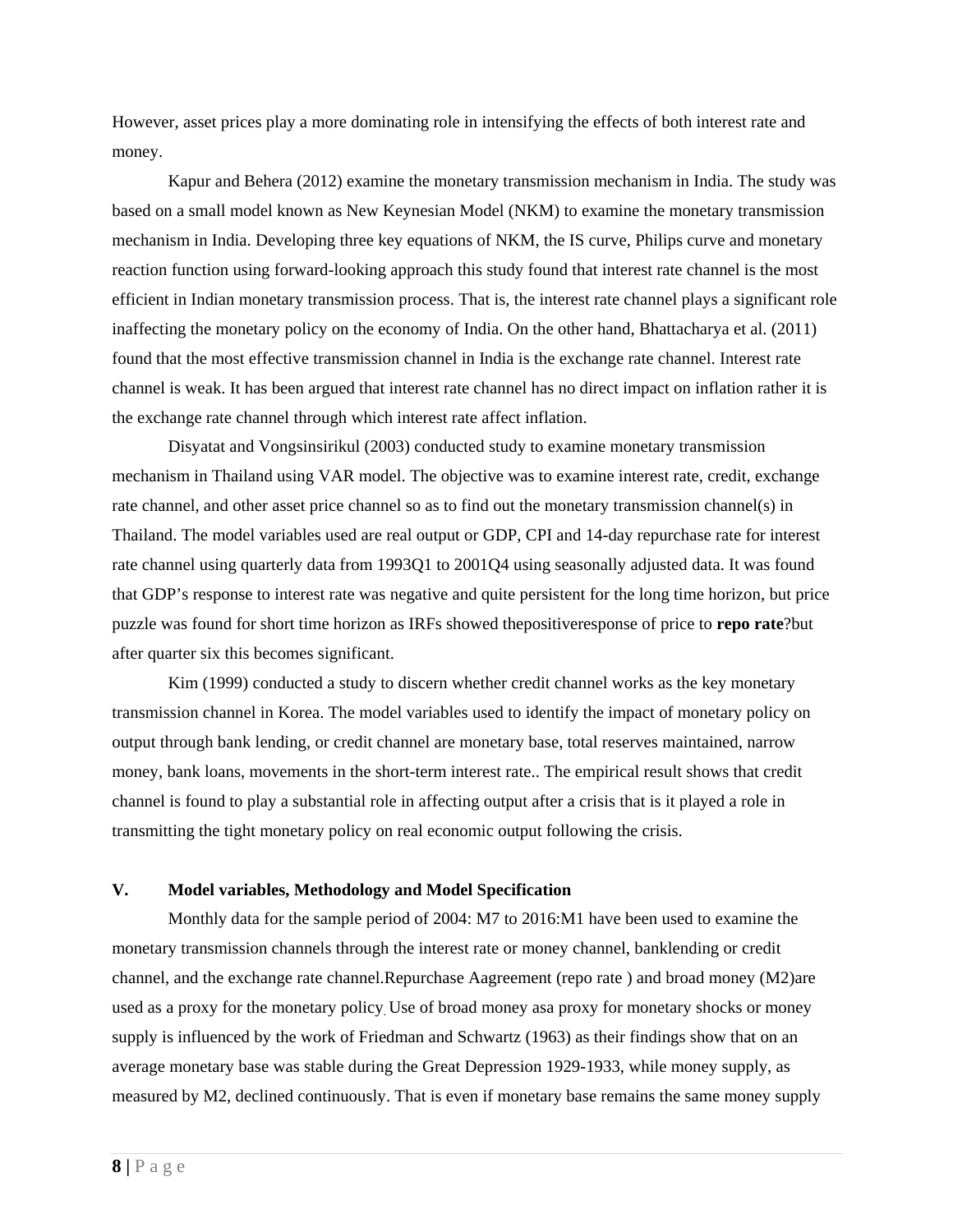However, asset prices play a more dominating role in intensifying the effects of both interest rate and money.

Kapur and Behera (2012) examine the monetary transmission mechanism in India. The study was based on a small model known as New Keynesian Model (NKM) to examine the monetary transmission mechanism in India. Developing three key equations of NKM, the IS curve, Philips curve and monetary reaction function using forward-looking approach this study found that interest rate channel is the most efficient in Indian monetary transmission process. That is, the interest rate channel plays a significant role inaffecting the monetary policy on the economy of India. On the other hand, Bhattacharya et al. (2011) found that the most effective transmission channel in India is the exchange rate channel. Interest rate channel is weak. It has been argued that interest rate channel has no direct impact on inflation rather it is the exchange rate channel through which interest rate affect inflation.

Disyatat and Vongsinsirikul (2003) conducted study to examine monetary transmission mechanism in Thailand using VAR model. The objective was to examine interest rate, credit, exchange rate channel, and other asset price channel so as to find out the monetary transmission channel(s) in Thailand. The model variables used are real output or GDP, CPI and 14-day repurchase rate for interest rate channel using quarterly data from 1993Q1 to 2001Q4 using seasonally adjusted data. It was found that GDP's response to interest rate was negative and quite persistent for the long time horizon, but price puzzle was found for short time horizon as IRFs showed thepositiveresponse of price to **repo rate**?but after quarter six this becomes significant.

Kim (1999) conducted a study to discern whether credit channel works as the key monetary transmission channel in Korea. The model variables used to identify the impact of monetary policy on output through bank lending, or credit channel are monetary base, total reserves maintained, narrow money, bank loans, movements in the short-term interest rate.. The empirical result shows that credit channel is found to play a substantial role in affecting output after a crisis that is it played a role in transmitting the tight monetary policy on real economic output following the crisis.

## V. Model variables, Methodology and Model Specification

Monthly data for the sample period of 2004: M7 to 2016:M1 have been used to examine the monetary transmission channels through the interest rate or money channel, banklending or credit channel, and the exchange rate channel.Repurchase Aagreement (repo rate ) and broad money (M2)are used as a proxy for the monetary policy. Use of broad money asa proxy for monetary shocks or money supply is influenced by the work of Friedman and Schwartz (1963) as their findings show that on an average monetary base was stable during the Great Depression 1929-1933, while money supply, as measured by M2, declined continuously. That is even if monetary base remains the same money supply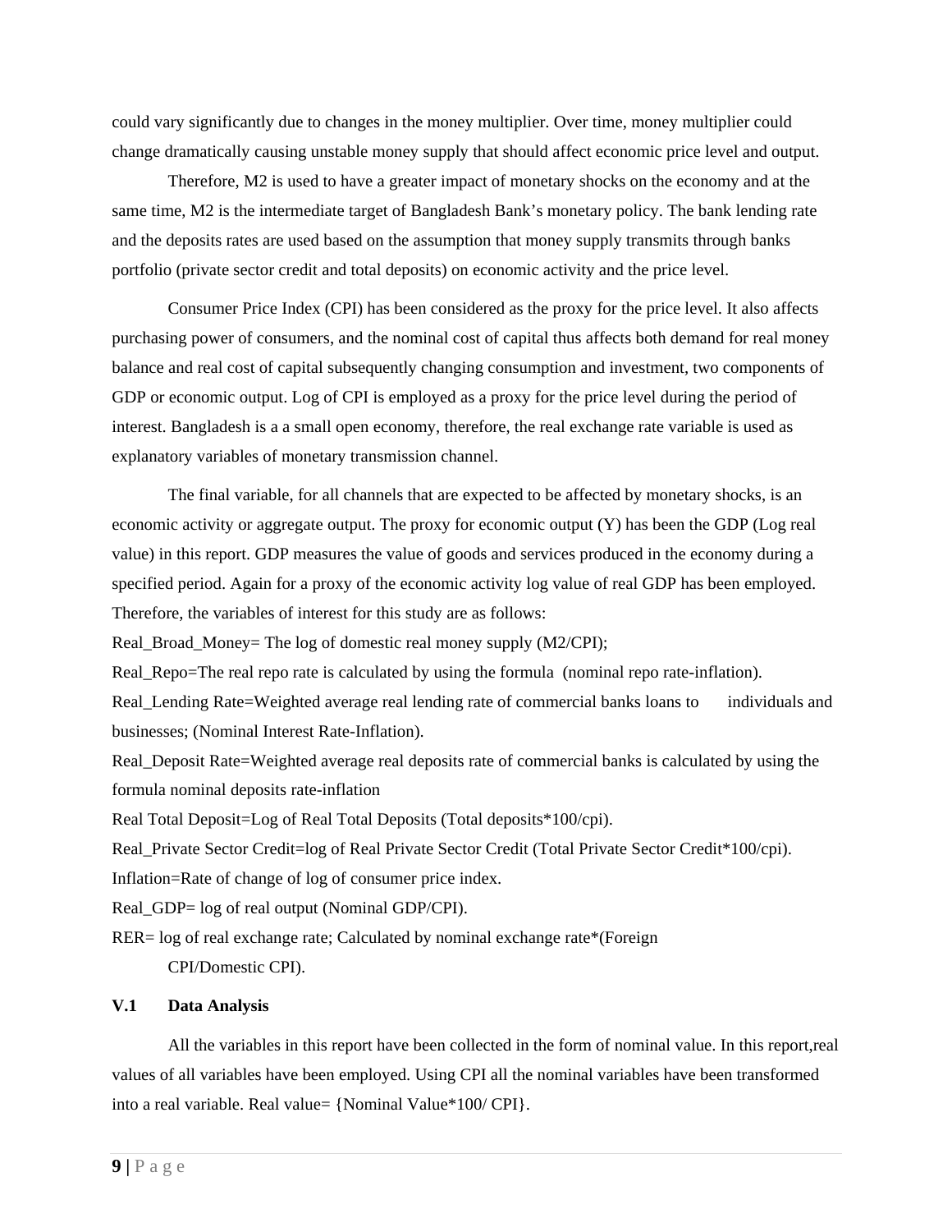could vary significantly due to changes in the money multiplier. Over time, money multiplier could change dramatically causing unstable money supply that should affect economic price level and output.

Therefore, M2 is used to have a greater impact of monetary shocks on the economy and at the same time, M2 is the intermediate target of Bangladesh Bank's monetary policy. The bank lending rate and the deposits rates are used based on the assumption that money supply transmits through banks portfolio (private sector credit and total deposits) on economic activity and the price level.

Consumer Price Index (CPI) has been considered as the proxy for the price level. It also affects purchasing power of consumers, and the nominal cost of capital thus affects both demand for real money balance and real cost of capital subsequently changing consumption and investment, two components of GDP or economic output. Log of CPI is employed as a proxy for the price level during the period of interest. Bangladesh is a a small open economy, therefore, the real exchange rate variable is used as explanatory variables of monetary transmission channel.

The final variable, for all channels that are expected to be affected by monetary shocks, is an economic activity or aggregate output. The proxy for economic output (Y) has been the GDP (Log real value) in this report. GDP measures the value of goods and services produced in the economy during a specified period. Again for a proxy of the economic activity log value of real GDP has been employed. Therefore, the variables of interest for this study are as follows:

Real_Broad_Money= The log of domestic real money supply (M2/CPI);

Real_Repo=The real repo rate is calculated by using the formula (nominal repo rate-inflation).

Real_Lending Rate=Weighted average real lending rate of commercial banks loans to individuals and businesses; (Nominal Interest Rate-Inflation).

Real_Deposit Rate=Weighted average real deposits rate of commercial banks is calculated by using the formula nominal deposits rate-inflation

Real Total Deposit=Log of Real Total Deposits (Total deposits*100/cpi).

Real_Private Sector Credit=log of Real Private Sector Credit (Total Private Sector Credit*100/cpi).

Inflation=Rate of change of log of consumer price index.

Real_GDP= log of real output (Nominal GDP/CPI).

RER= log of real exchange rate; Calculated by nominal exchange rate*(Foreign CPI/Domestic CPI).

### V.1 Data Analysis

All the variables in this report have been collected in the form of nominal value. In this report,real values of all variables have been employed. Using CPI all the nominal variables have been transformed into a real variable. Real value= {Nominal Value*100/ CPI}.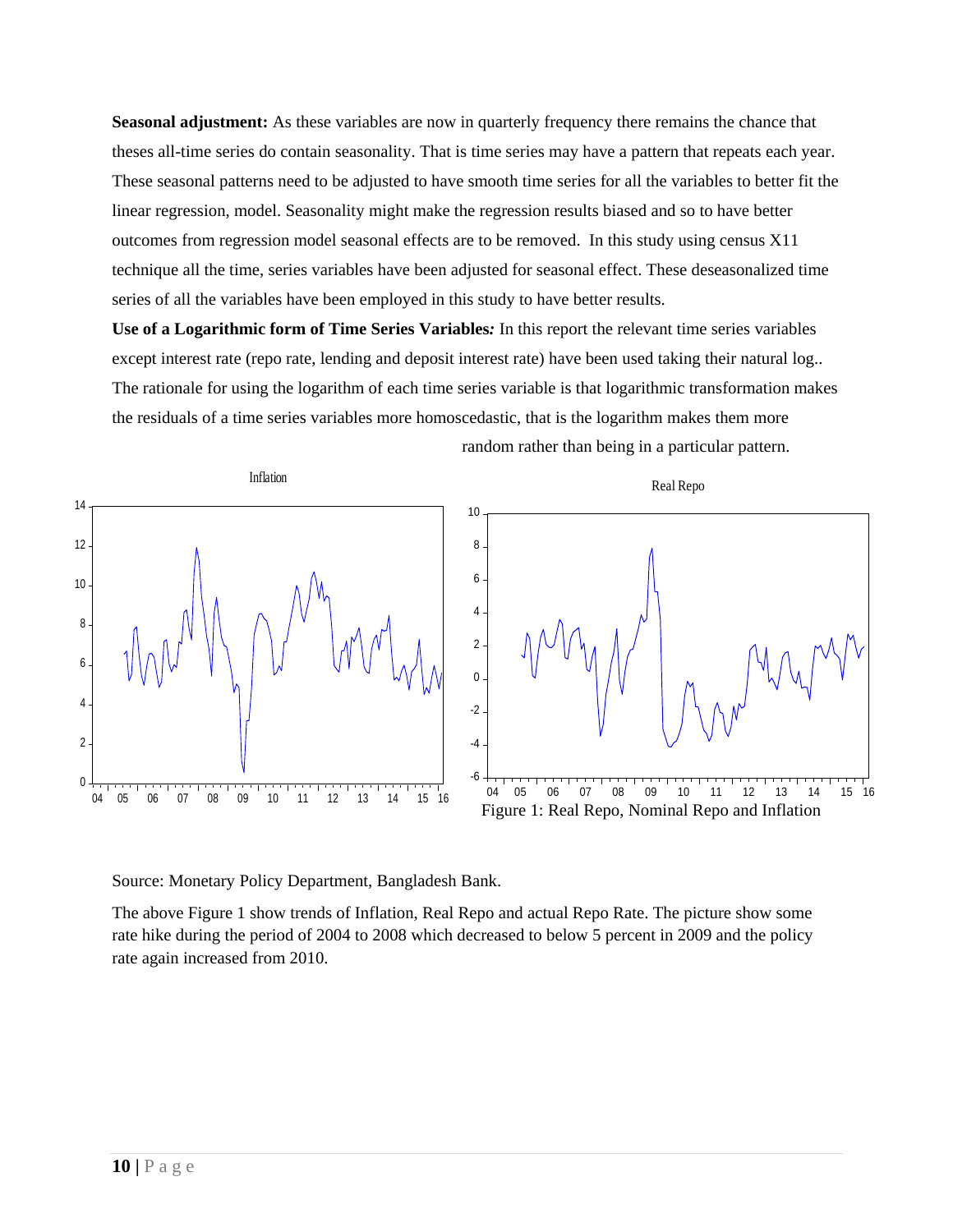**Seasonal adjustment:** As these variables are now in quarterly frequency there remains the chance that theses all-time series do contain seasonality. That is time series may have a pattern that repeats each year. These seasonal patterns need to be adjusted to have smooth time series for all the variables to better fit the linear regression, model. Seasonality might make the regression results biased and so to have better outcomes from regression model seasonal effects are to be removed. In this study using census X11 technique all the time, series variables have been adjusted for seasonal effect. These deseasonalized time series of all the variables have been employed in this study to have better results.

**Use of a Logarithmic form of Time Series Variables***:* In this report the relevant time series variables except interest rate (repo rate, lending and deposit interest rate) have been used taking their natural log.. The rationale for using the logarithm of each time series variable is that logarithmic transformation makes the residuals of a time series variables more homoscedastic, that is the logarithm makes them more random rather than being in a particular pattern.

Figure 1: Real Repo, Nominal Repo and Inflation

Source: Monetary Policy Department, Bangladesh Bank.

The above Figure 1 show trends of Inflation, Real Repo and actual Repo Rate. The picture show some rate hike during the period of 2004 to 2008 which decreased to below 5 percent in 2009 and the policy rate again increased from 2010.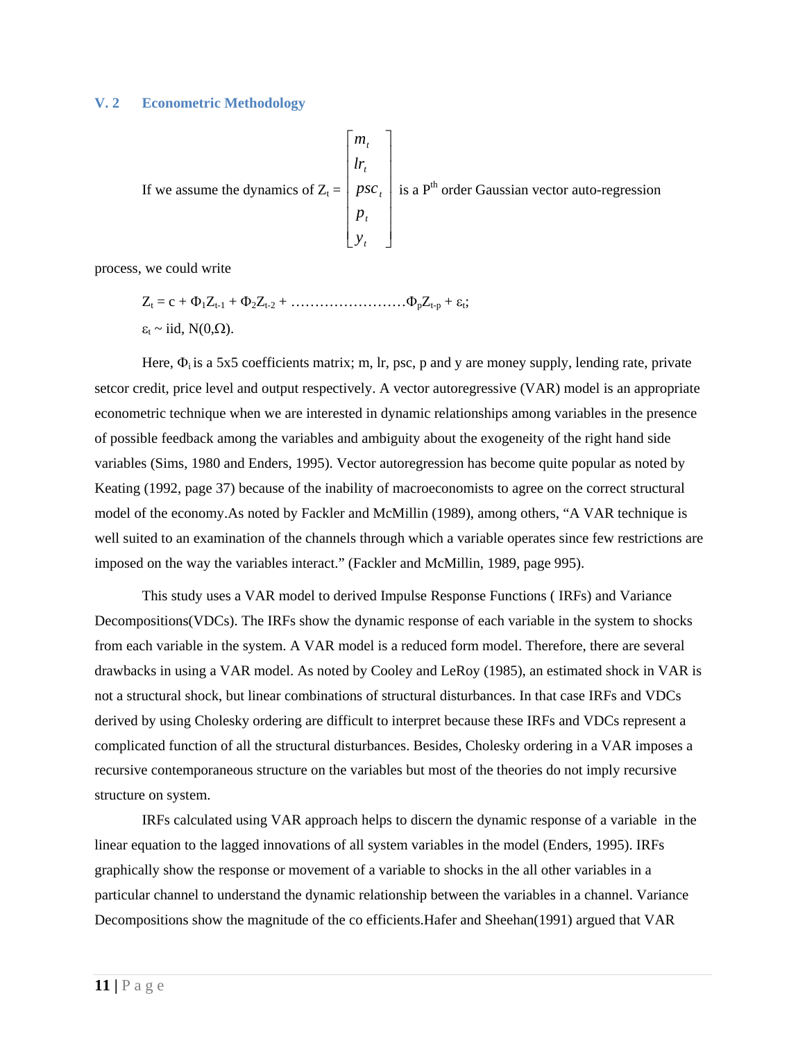## V. 2 Econometric Methodology

If we assume the dynamics of $Z_t = \begin{bmatrix} m_t \\ lr_t \\ psc_t \\ p_t \\ y_t \end{bmatrix}$ is a $P^{th}$ order Gaussian vector auto-regression process, we could write

$$Z_t = c + \Phi_1 Z_{t-1} + \Phi_2 Z_{t-2} + \ldots\ldots\ldots\ldots\ldots\ldots\ldots\ldots \Phi_p Z_{t-p} + \varepsilon_t;$$

$$\varepsilon_t \sim \text{iid, } N(0,\Omega).$$

Here, $\Phi_i$ is a 5x5 coefficients matrix; m, lr, psc, p and y are money supply, lending rate, private setcor credit, price level and output respectively. A vector autoregressive (VAR) model is an appropriate econometric technique when we are interested in dynamic relationships among variables in the presence of possible feedback among the variables and ambiguity about the exogeneity of the right hand side variables (Sims, 1980 and Enders, 1995). Vector autoregression has become quite popular as noted by Keating (1992, page 37) because of the inability of macroeconomists to agree on the correct structural model of the economy.As noted by Fackler and McMillin (1989), among others, "A VAR technique is well suited to an examination of the channels through which a variable operates since few restrictions are imposed on the way the variables interact." (Fackler and McMillin, 1989, page 995).

This study uses a VAR model to derived Impulse Response Functions ( IRFs) and Variance Decompositions(VDCs). The IRFs show the dynamic response of each variable in the system to shocks from each variable in the system. A VAR model is a reduced form model. Therefore, there are several drawbacks in using a VAR model. As noted by Cooley and LeRoy (1985), an estimated shock in VAR is not a structural shock, but linear combinations of structural disturbances. In that case IRFs and VDCs derived by using Cholesky ordering are difficult to interpret because these IRFs and VDCs represent a complicated function of all the structural disturbances. Besides, Cholesky ordering in a VAR imposes a recursive contemporaneous structure on the variables but most of the theories do not imply recursive structure on system.

IRFs calculated using VAR approach helps to discern the dynamic response of a variable in the linear equation to the lagged innovations of all system variables in the model (Enders, 1995). IRFs graphically show the response or movement of a variable to shocks in the all other variables in a particular channel to understand the dynamic relationship between the variables in a channel. Variance Decompositions show the magnitude of the co efficients.Hafer and Sheehan(1991) argued that VAR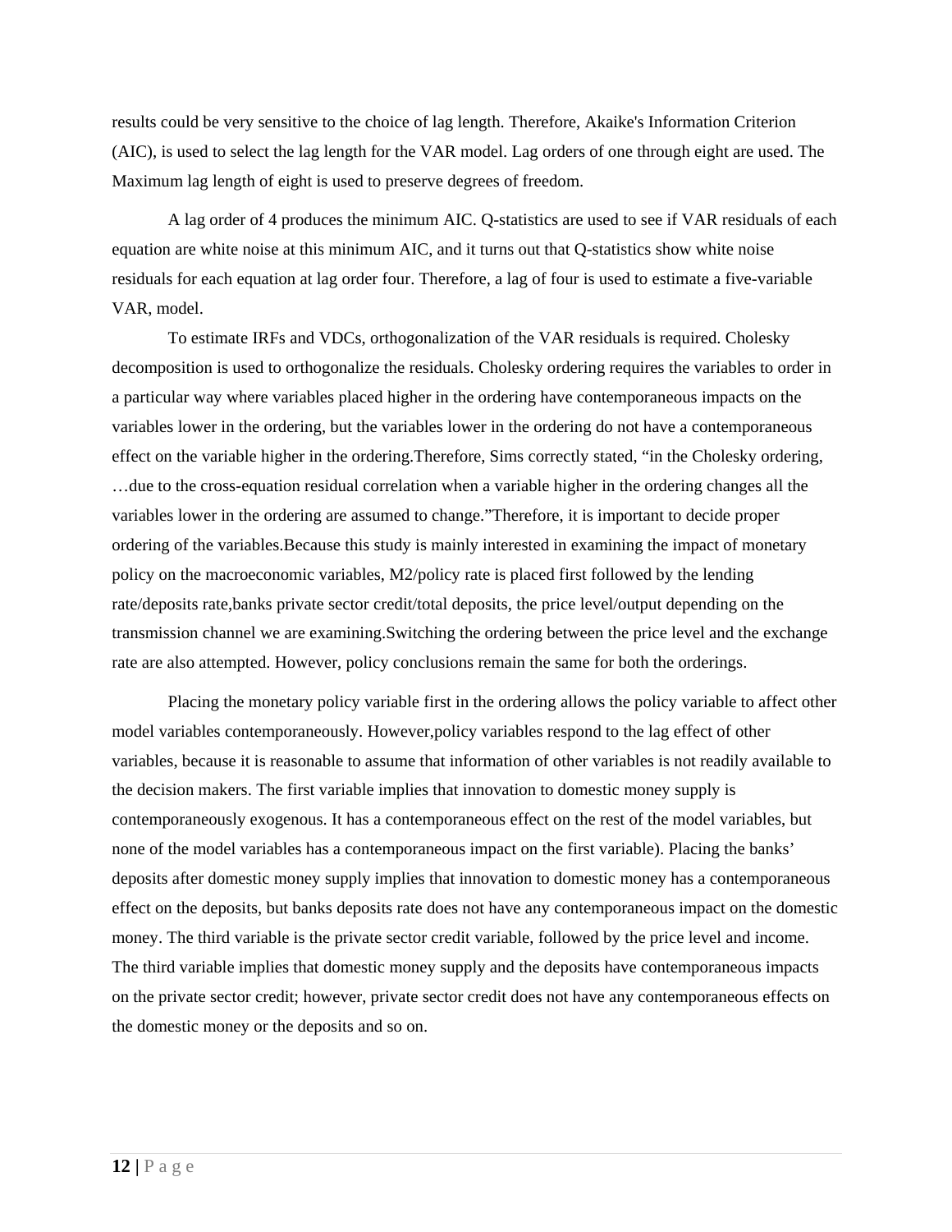results could be very sensitive to the choice of lag length. Therefore, Akaike's Information Criterion (AIC), is used to select the lag length for the VAR model. Lag orders of one through eight are used. The Maximum lag length of eight is used to preserve degrees of freedom.

A lag order of 4 produces the minimum AIC. Q-statistics are used to see if VAR residuals of each equation are white noise at this minimum AIC, and it turns out that Q-statistics show white noise residuals for each equation at lag order four. Therefore, a lag of four is used to estimate a five-variable VAR, model.

To estimate IRFs and VDCs, orthogonalization of the VAR residuals is required. Cholesky decomposition is used to orthogonalize the residuals. Cholesky ordering requires the variables to order in a particular way where variables placed higher in the ordering have contemporaneous impacts on the variables lower in the ordering, but the variables lower in the ordering do not have a contemporaneous effect on the variable higher in the ordering.Therefore, Sims correctly stated, "in the Cholesky ordering, …due to the cross-equation residual correlation when a variable higher in the ordering changes all the variables lower in the ordering are assumed to change."Therefore, it is important to decide proper ordering of the variables.Because this study is mainly interested in examining the impact of monetary policy on the macroeconomic variables, M2/policy rate is placed first followed by the lending rate/deposits rate,banks private sector credit/total deposits, the price level/output depending on the transmission channel we are examining.Switching the ordering between the price level and the exchange rate are also attempted. However, policy conclusions remain the same for both the orderings.

Placing the monetary policy variable first in the ordering allows the policy variable to affect other model variables contemporaneously. However,policy variables respond to the lag effect of other variables, because it is reasonable to assume that information of other variables is not readily available to the decision makers. The first variable implies that innovation to domestic money supply is contemporaneously exogenous. It has a contemporaneous effect on the rest of the model variables, but none of the model variables has a contemporaneous impact on the first variable). Placing the banks' deposits after domestic money supply implies that innovation to domestic money has a contemporaneous effect on the deposits, but banks deposits rate does not have any contemporaneous impact on the domestic money. The third variable is the private sector credit variable, followed by the price level and income. The third variable implies that domestic money supply and the deposits have contemporaneous impacts on the private sector credit; however, private sector credit does not have any contemporaneous effects on the domestic money or the deposits and so on.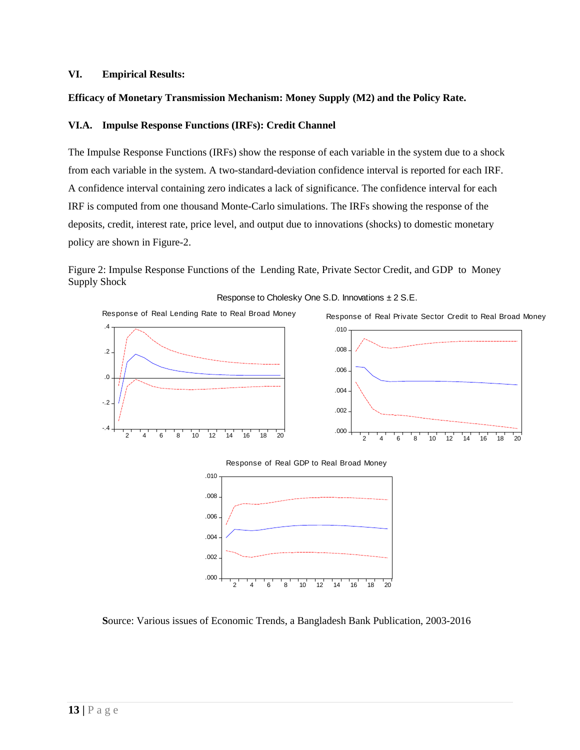## VI. Empirical Results:

**Efficacy of Monetary Transmission Mechanism: Money Supply (M2) and the Policy Rate.**

### VI.A. Impulse Response Functions (IRFs): Credit Channel

The Impulse Response Functions (IRFs) show the response of each variable in the system due to a shock from each variable in the system. A two-standard-deviation confidence interval is reported for each IRF. A confidence interval containing zero indicates a lack of significance. The confidence interval for each IRF is computed from one thousand Monte-Carlo simulations. The IRFs showing the response of the deposits, credit, interest rate, price level, and output due to innovations (shocks) to domestic monetary policy are shown in Figure-2.

Figure 2: Impulse Response Functions of the Lending Rate, Private Sector Credit, and GDP to Money Supply Shock

Source: Various issues of Economic Trends, a Bangladesh Bank Publication, 2003-2016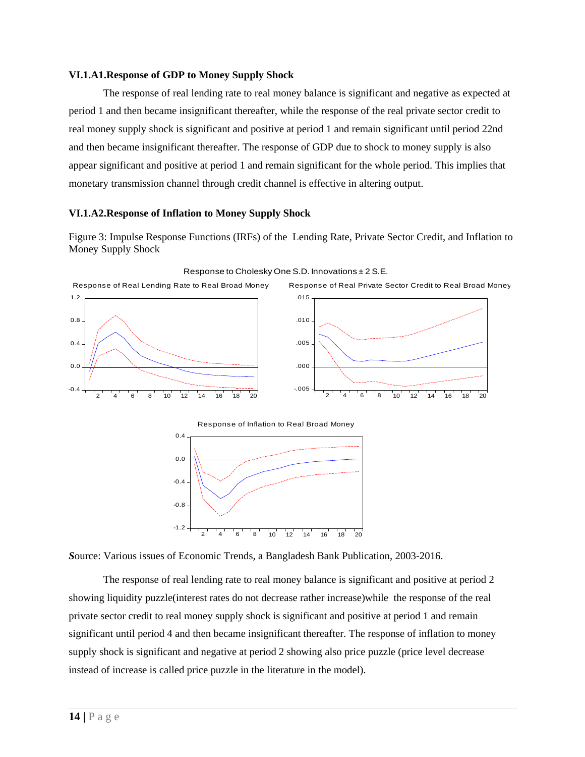**VI.1.A1.Response of GDP to Money Supply Shock**

The response of real lending rate to real money balance is significant and negative as expected at period 1 and then became insignificant thereafter, while the response of the real private sector credit to real money supply shock is significant and positive at period 1 and remain significant until period 22nd and then became insignificant thereafter. The response of GDP due to shock to money supply is also appear significant and positive at period 1 and remain significant for the whole period. This implies that monetary transmission channel through credit channel is effective in altering output.

**VI.1.A2.Response of Inflation to Money Supply Shock**

Figure 3: Impulse Response Functions (IRFs) of the Lending Rate, Private Sector Credit, and Inflation to Money Supply Shock

*S*ource: Various issues of Economic Trends, a Bangladesh Bank Publication, 2003-2016.

The response of real lending rate to real money balance is significant and positive at period 2 showing liquidity puzzle(interest rates do not decrease rather increase)while the response of the real private sector credit to real money supply shock is significant and positive at period 1 and remain significant until period 4 and then became insignificant thereafter. The response of inflation to money supply shock is significant and negative at period 2 showing also price puzzle (price level decrease instead of increase is called price puzzle in the literature in the model).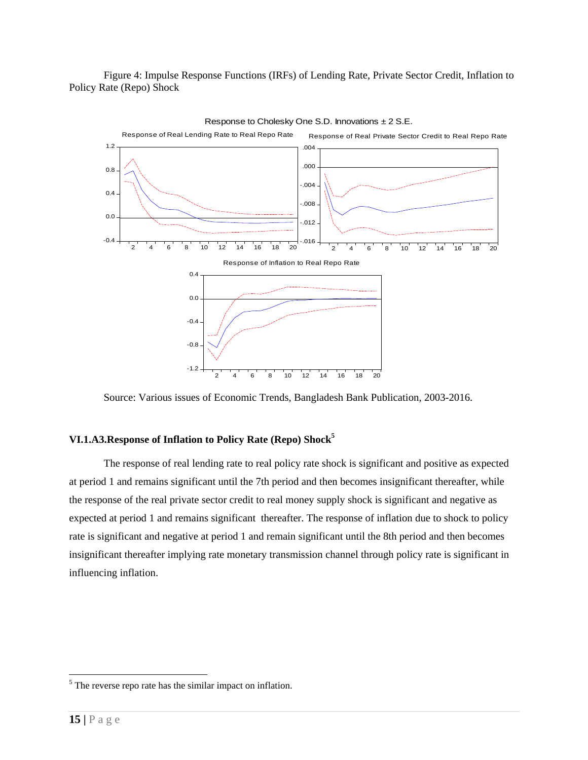Figure 4: Impulse Response Functions (IRFs) of Lending Rate, Private Sector Credit, Inflation to Policy Rate (Repo) Shock

Source: Various issues of Economic Trends, Bangladesh Bank Publication, 2003-2016.

### VI.1.A3.Response of Inflation to Policy Rate (Repo) Shock[5]

The response of real lending rate to real policy rate shock is significant and positive as expected at period 1 and remains significant until the 7th period and then becomes insignificant thereafter, while the response of the real private sector credit to real money supply shock is significant and negative as expected at period 1 and remains significant thereafter. The response of inflation due to shock to policy rate is significant and negative at period 1 and remain significant until the 8th period and then becomes insignificant thereafter implying rate monetary transmission channel through policy rate is significant in influencing inflation.

---

[5] The reverse repo rate has the similar impact on inflation.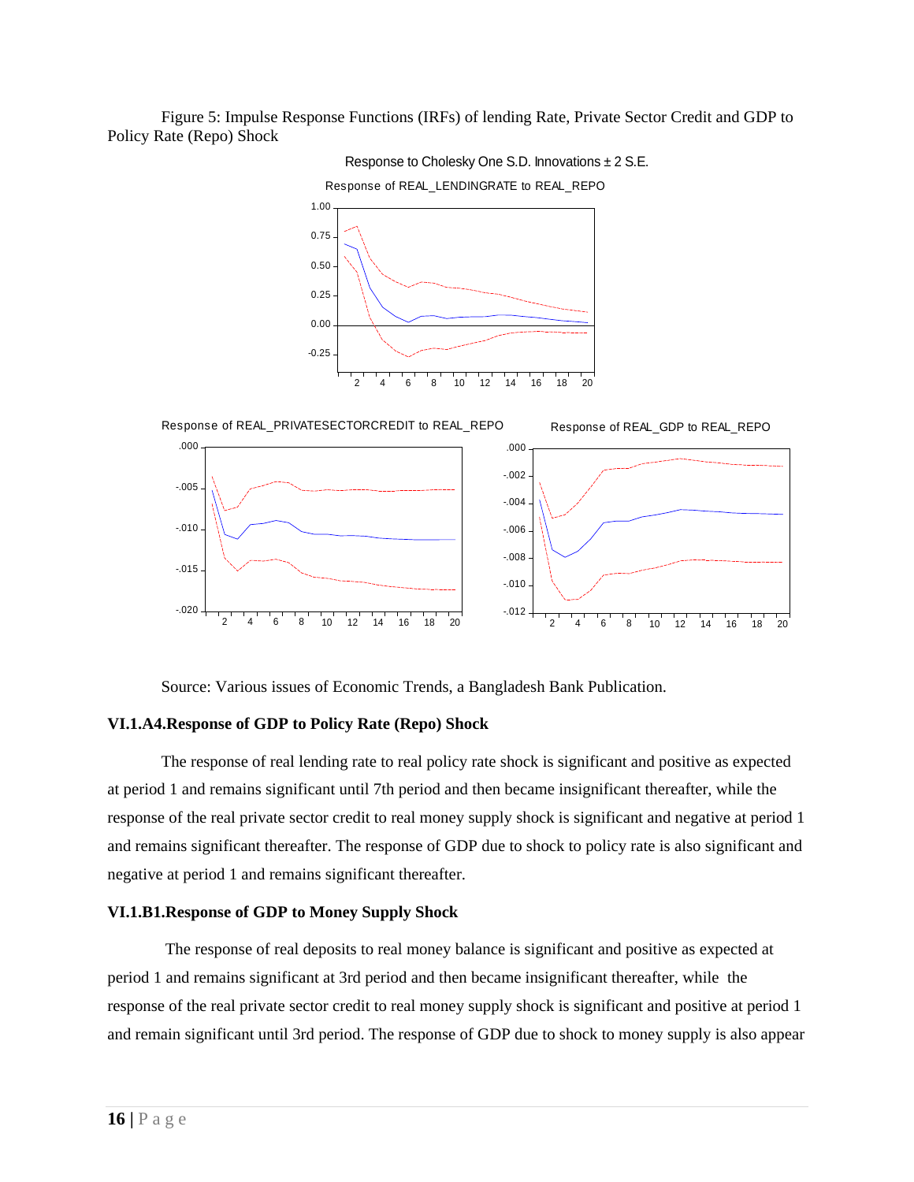Figure 5: Impulse Response Functions (IRFs) of lending Rate, Private Sector Credit and GDP to Policy Rate (Repo) Shock

Source: Various issues of Economic Trends, a Bangladesh Bank Publication.

### VI.1.A4.Response of GDP to Policy Rate (Repo) Shock

The response of real lending rate to real policy rate shock is significant and positive as expected at period 1 and remains significant until 7th period and then became insignificant thereafter, while the response of the real private sector credit to real money supply shock is significant and negative at period 1 and remains significant thereafter. The response of GDP due to shock to policy rate is also significant and negative at period 1 and remains significant thereafter.

### VI.1.B1.Response of GDP to Money Supply Shock

The response of real deposits to real money balance is significant and positive as expected at period 1 and remains significant at 3rd period and then became insignificant thereafter, while the response of the real private sector credit to real money supply shock is significant and positive at period 1 and remain significant until 3rd period. The response of GDP due to shock to money supply is also appear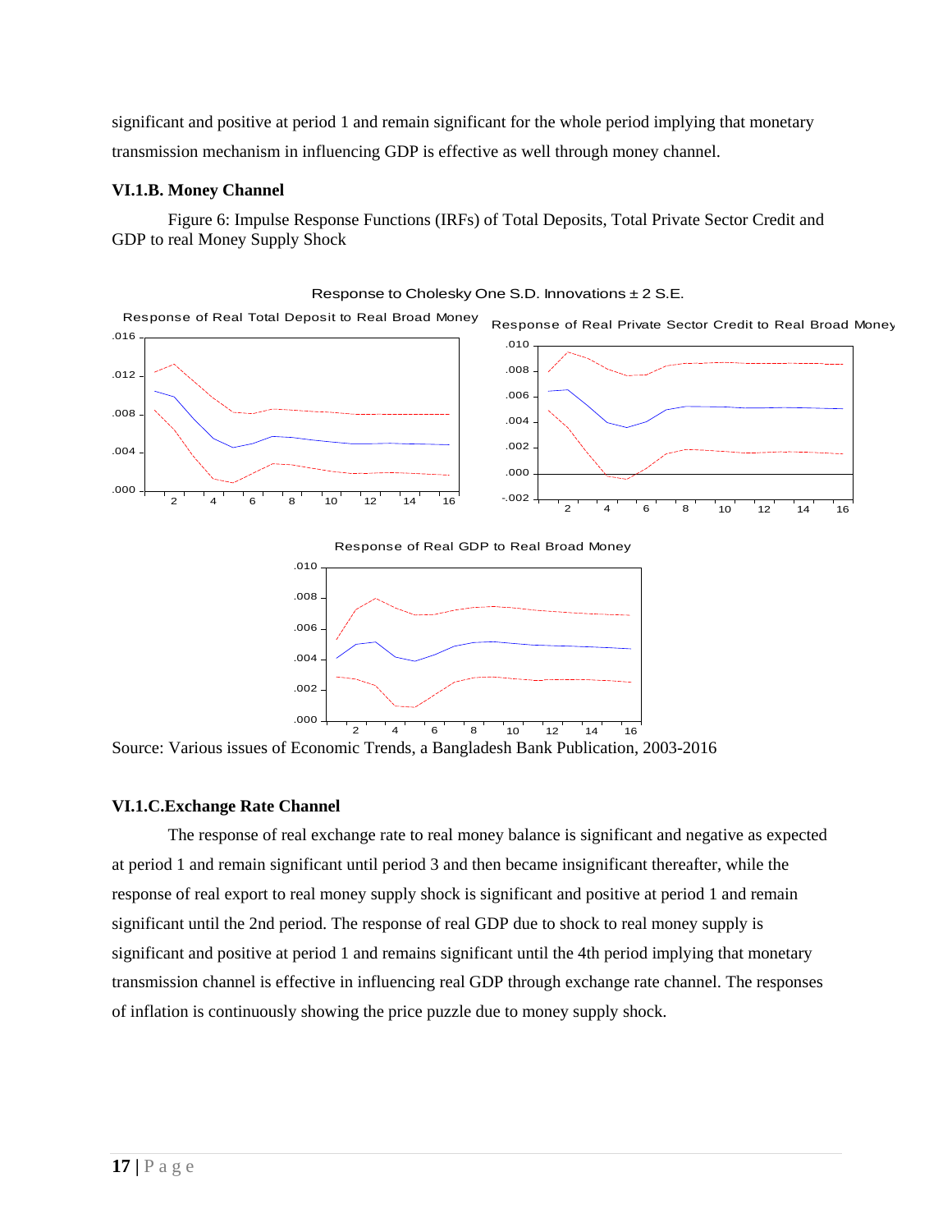significant and positive at period 1 and remain significant for the whole period implying that monetary transmission mechanism in influencing GDP is effective as well through money channel.

### VI.1.B. Money Channel

Figure 6: Impulse Response Functions (IRFs) of Total Deposits, Total Private Sector Credit and GDP to real Money Supply Shock

Source: Various issues of Economic Trends, a Bangladesh Bank Publication, 2003-2016

### VI.1.C.Exchange Rate Channel

The response of real exchange rate to real money balance is significant and negative as expected at period 1 and remain significant until period 3 and then became insignificant thereafter, while the response of real export to real money supply shock is significant and positive at period 1 and remain significant until the 2nd period. The response of real GDP due to shock to real money supply is significant and positive at period 1 and remains significant until the 4th period implying that monetary transmission channel is effective in influencing real GDP through exchange rate channel. The responses of inflation is continuously showing the price puzzle due to money supply shock.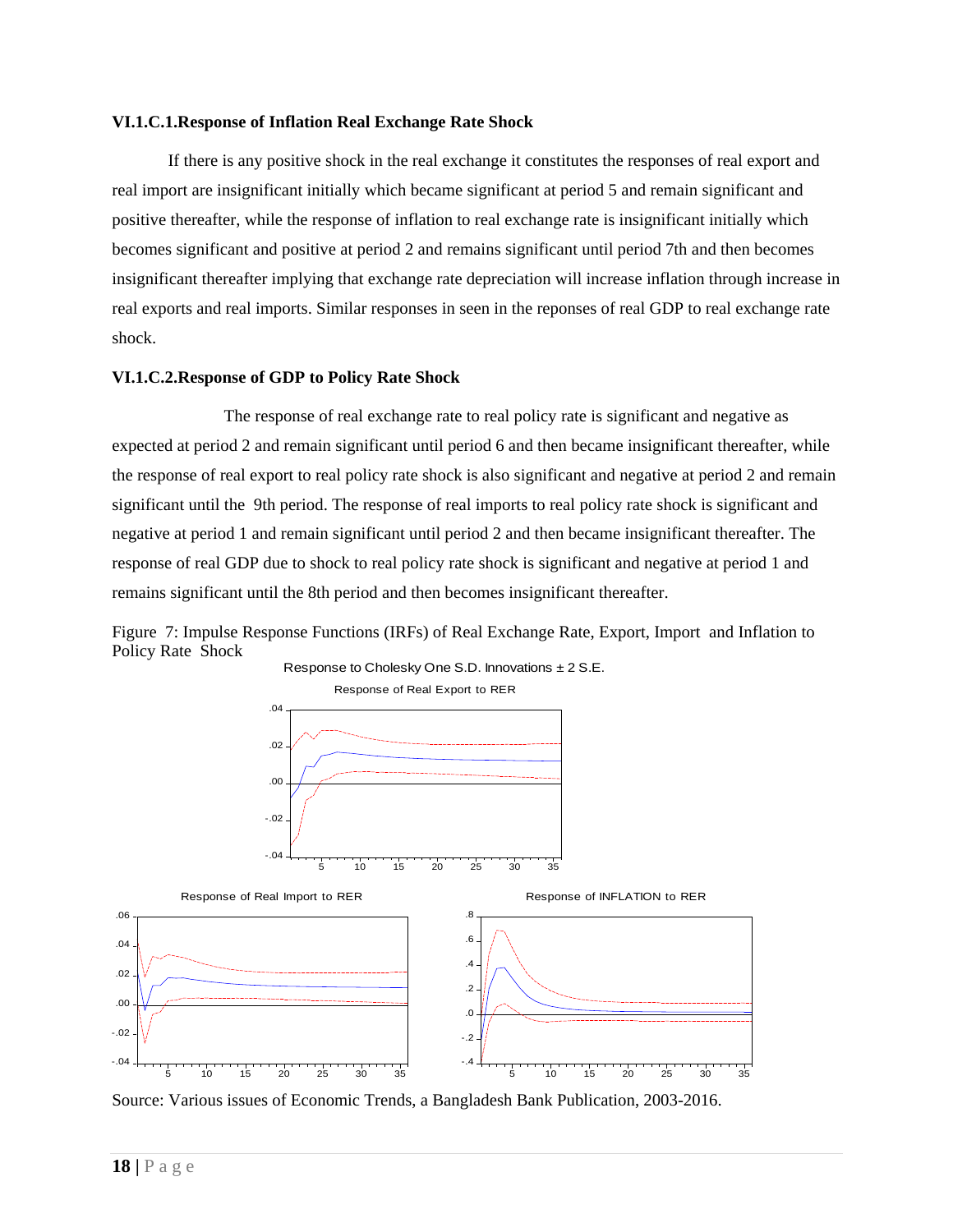**VI.1.C.1.Response of Inflation Real Exchange Rate Shock**

If there is any positive shock in the real exchange it constitutes the responses of real export and real import are insignificant initially which became significant at period 5 and remain significant and positive thereafter, while the response of inflation to real exchange rate is insignificant initially which becomes significant and positive at period 2 and remains significant until period 7th and then becomes insignificant thereafter implying that exchange rate depreciation will increase inflation through increase in real exports and real imports. Similar responses in seen in the reponses of real GDP to real exchange rate shock.

**VI.1.C.2.Response of GDP to Policy Rate Shock**

The response of real exchange rate to real policy rate is significant and negative as expected at period 2 and remain significant until period 6 and then became insignificant thereafter, while the response of real export to real policy rate shock is also significant and negative at period 2 and remain significant until the 9th period. The response of real imports to real policy rate shock is significant and negative at period 1 and remain significant until period 2 and then became insignificant thereafter. The response of real GDP due to shock to real policy rate shock is significant and negative at period 1 and remains significant until the 8th period and then becomes insignificant thereafter.

Figure 7: Impulse Response Functions (IRFs) of Real Exchange Rate, Export, Import and Inflation to Policy Rate Shock

Response to Cholesky One S.D. Innovations ± 2 S.E.

Response of Real Export to RER

Response of Real Import to RER

Response of INFLATION to RER

Source: Various issues of Economic Trends, a Bangladesh Bank Publication, 2003-2016.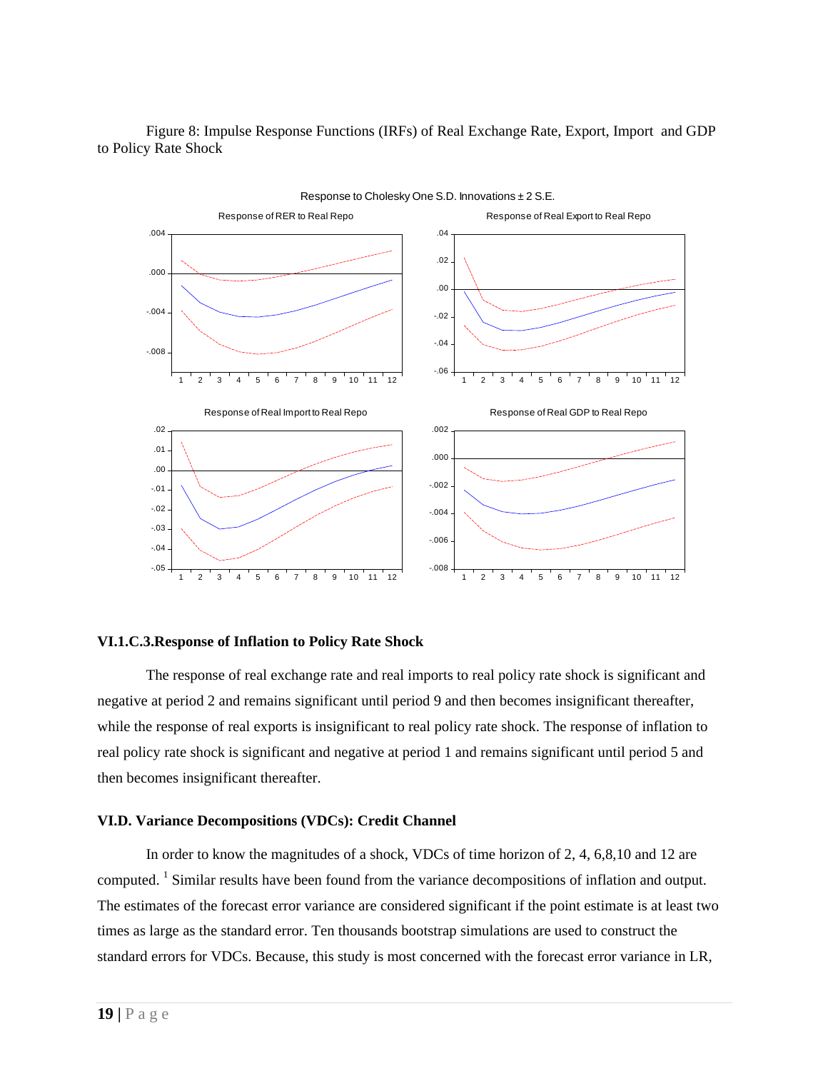Figure 8: Impulse Response Functions (IRFs) of Real Exchange Rate, Export, Import and GDP to Policy Rate Shock

### VI.1.C.3.Response of Inflation to Policy Rate Shock

The response of real exchange rate and real imports to real policy rate shock is significant and negative at period 2 and remains significant until period 9 and then becomes insignificant thereafter, while the response of real exports is insignificant to real policy rate shock. The response of inflation to real policy rate shock is significant and negative at period 1 and remains significant until period 5 and then becomes insignificant thereafter.

### VI.D. Variance Decompositions (VDCs): Credit Channel

In order to know the magnitudes of a shock, VDCs of time horizon of 2, 4, 6,8,10 and 12 are computed. [1] Similar results have been found from the variance decompositions of inflation and output. The estimates of the forecast error variance are considered significant if the point estimate is at least two times as large as the standard error. Ten thousands bootstrap simulations are used to construct the standard errors for VDCs. Because, this study is most concerned with the forecast error variance in LR,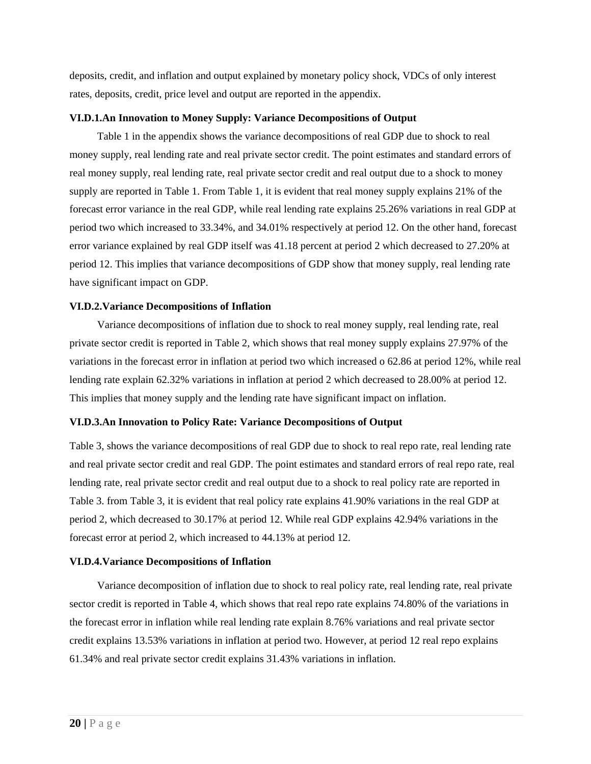deposits, credit, and inflation and output explained by monetary policy shock, VDCs of only interest rates, deposits, credit, price level and output are reported in the appendix.

### VI.D.1.An Innovation to Money Supply: Variance Decompositions of Output

Table 1 in the appendix shows the variance decompositions of real GDP due to shock to real money supply, real lending rate and real private sector credit. The point estimates and standard errors of real money supply, real lending rate, real private sector credit and real output due to a shock to money supply are reported in Table 1. From Table 1, it is evident that real money supply explains 21% of the forecast error variance in the real GDP, while real lending rate explains 25.26% variations in real GDP at period two which increased to 33.34%, and 34.01% respectively at period 12. On the other hand, forecast error variance explained by real GDP itself was 41.18 percent at period 2 which decreased to 27.20% at period 12. This implies that variance decompositions of GDP show that money supply, real lending rate have significant impact on GDP.

### VI.D.2.Variance Decompositions of Inflation

Variance decompositions of inflation due to shock to real money supply, real lending rate, real private sector credit is reported in Table 2, which shows that real money supply explains 27.97% of the variations in the forecast error in inflation at period two which increased o 62.86 at period 12%, while real lending rate explain 62.32% variations in inflation at period 2 which decreased to 28.00% at period 12. This implies that money supply and the lending rate have significant impact on inflation.

### VI.D.3.An Innovation to Policy Rate: Variance Decompositions of Output

Table 3, shows the variance decompositions of real GDP due to shock to real repo rate, real lending rate and real private sector credit and real GDP. The point estimates and standard errors of real repo rate, real lending rate, real private sector credit and real output due to a shock to real policy rate are reported in Table 3. from Table 3, it is evident that real policy rate explains 41.90% variations in the real GDP at period 2, which decreased to 30.17% at period 12. While real GDP explains 42.94% variations in the forecast error at period 2, which increased to 44.13% at period 12.

### VI.D.4.Variance Decompositions of Inflation

Variance decomposition of inflation due to shock to real policy rate, real lending rate, real private sector credit is reported in Table 4, which shows that real repo rate explains 74.80% of the variations in the forecast error in inflation while real lending rate explain 8.76% variations and real private sector credit explains 13.53% variations in inflation at period two. However, at period 12 real repo explains 61.34% and real private sector credit explains 31.43% variations in inflation.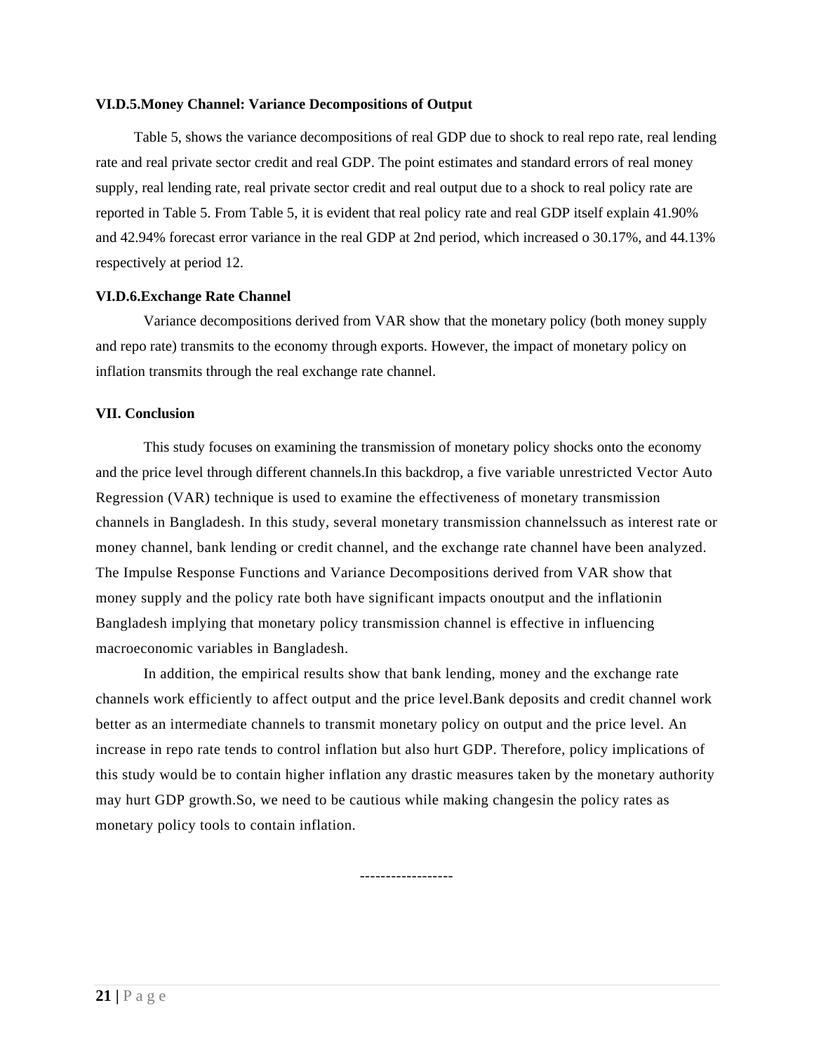### VI.D.5.Money Channel: Variance Decompositions of Output

Table 5, shows the variance decompositions of real GDP due to shock to real repo rate, real lending rate and real private sector credit and real GDP. The point estimates and standard errors of real money supply, real lending rate, real private sector credit and real output due to a shock to real policy rate are reported in Table 5. From Table 5, it is evident that real policy rate and real GDP itself explain 41.90% and 42.94% forecast error variance in the real GDP at 2nd period, which increased o 30.17%, and 44.13% respectively at period 12.

### VI.D.6.Exchange Rate Channel

Variance decompositions derived from VAR show that the monetary policy (both money supply and repo rate) transmits to the economy through exports. However, the impact of monetary policy on inflation transmits through the real exchange rate channel.

## VII. Conclusion

This study focuses on examining the transmission of monetary policy shocks onto the economy and the price level through different channels.In this backdrop, a five variable unrestricted Vector Auto Regression (VAR) technique is used to examine the effectiveness of monetary transmission channels in Bangladesh. In this study, several monetary transmission channelssuch as interest rate or money channel, bank lending or credit channel, and the exchange rate channel have been analyzed. The Impulse Response Functions and Variance Decompositions derived from VAR show that money supply and the policy rate both have significant impacts onoutput and the inflationin Bangladesh implying that monetary policy transmission channel is effective in influencing macroeconomic variables in Bangladesh.

In addition, the empirical results show that bank lending, money and the exchange rate channels work efficiently to affect output and the price level.Bank deposits and credit channel work better as an intermediate channels to transmit monetary policy on output and the price level. An increase in repo rate tends to control inflation but also hurt GDP. Therefore, policy implications of this study would be to contain higher inflation any drastic measures taken by the monetary authority may hurt GDP growth.So, we need to be cautious while making changesin the policy rates as monetary policy tools to contain inflation.

------------------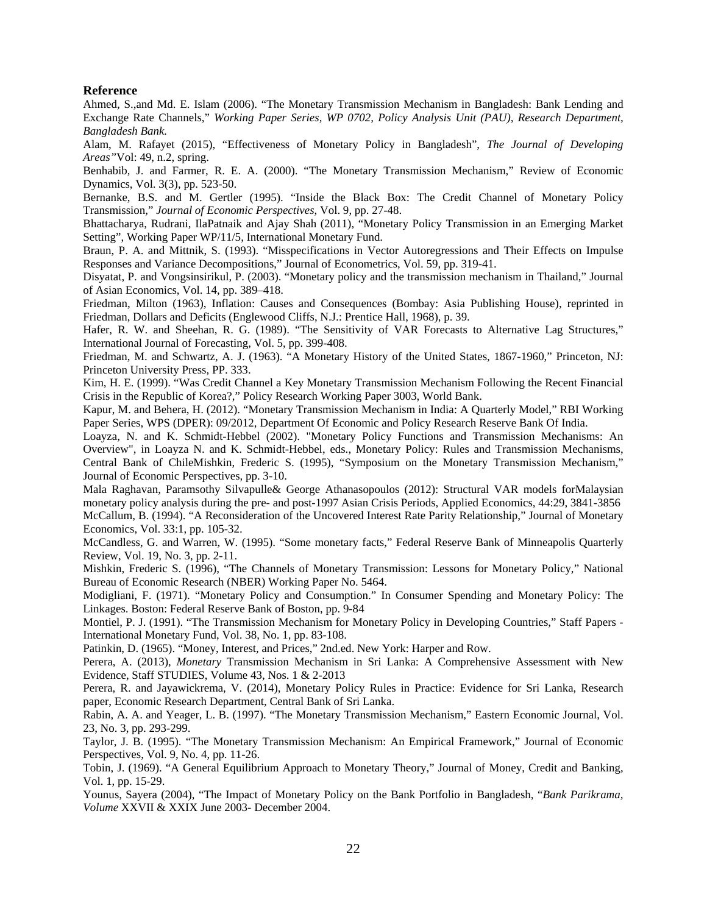**Reference**

Ahmed, S.,and Md. E. Islam (2006). "The Monetary Transmission Mechanism in Bangladesh: Bank Lending and Exchange Rate Channels," *Working Paper Series, WP 0702, Policy Analysis Unit (PAU), Research Department, Bangladesh Bank.*

Alam, M. Rafayet (2015), "Effectiveness of Monetary Policy in Bangladesh", *The Journal of Developing Areas"*Vol: 49, n.2, spring.

Benhabib, J. and Farmer, R. E. A. (2000). "The Monetary Transmission Mechanism," Review of Economic Dynamics, Vol. 3(3), pp. 523-50.

Bernanke, B.S. and M. Gertler (1995). "Inside the Black Box: The Credit Channel of Monetary Policy Transmission," *Journal of Economic Perspectives*, Vol. 9, pp. 27-48.

Bhattacharya, Rudrani, IlaPatnaik and Ajay Shah (2011), "Monetary Policy Transmission in an Emerging Market Setting", Working Paper WP/11/5, International Monetary Fund.

Braun, P. A. and Mittnik, S. (1993). "Misspecifications in Vector Autoregressions and Their Effects on Impulse Responses and Variance Decompositions," Journal of Econometrics, Vol. 59, pp. 319-41.

Disyatat, P. and Vongsinsirikul, P. (2003). "Monetary policy and the transmission mechanism in Thailand," Journal of Asian Economics, Vol. 14, pp. 389–418.

Friedman, Milton (1963), Inflation: Causes and Consequences (Bombay: Asia Publishing House), reprinted in Friedman, Dollars and Deficits (Englewood Cliffs, N.J.: Prentice Hall, 1968), p. 39.

Hafer, R. W. and Sheehan, R. G. (1989). "The Sensitivity of VAR Forecasts to Alternative Lag Structures," International Journal of Forecasting, Vol. 5, pp. 399-408.

Friedman, M. and Schwartz, A. J. (1963). "A Monetary History of the United States, 1867-1960," Princeton, NJ: Princeton University Press, PP. 333.

Kim, H. E. (1999). "Was Credit Channel a Key Monetary Transmission Mechanism Following the Recent Financial Crisis in the Republic of Korea?," Policy Research Working Paper 3003, World Bank.

Kapur, M. and Behera, H. (2012). "Monetary Transmission Mechanism in India: A Quarterly Model," RBI Working Paper Series, WPS (DPER): 09/2012, Department Of Economic and Policy Research Reserve Bank Of India.

Loayza, N. and K. Schmidt-Hebbel (2002). "Monetary Policy Functions and Transmission Mechanisms: An Overview", in Loayza N. and K. Schmidt-Hebbel, eds., Monetary Policy: Rules and Transmission Mechanisms, Central Bank of ChileMishkin, Frederic S. (1995), "Symposium on the Monetary Transmission Mechanism," Journal of Economic Perspectives, pp. 3-10.

Mala Raghavan, Paramsothy Silvapulle& George Athanasopoulos (2012): Structural VAR models forMalaysian monetary policy analysis during the pre- and post-1997 Asian Crisis Periods, Applied Economics, 44:29, 3841-3856

McCallum, B. (1994). "A Reconsideration of the Uncovered Interest Rate Parity Relationship," Journal of Monetary Economics, Vol. 33:1, pp. 105-32.

McCandless, G. and Warren, W. (1995). "Some monetary facts," Federal Reserve Bank of Minneapolis Quarterly Review, Vol. 19, No. 3, pp. 2-11.

Mishkin, Frederic S. (1996), "The Channels of Monetary Transmission: Lessons for Monetary Policy," National Bureau of Economic Research (NBER) Working Paper No. 5464.

Modigliani, F. (1971). "Monetary Policy and Consumption." In Consumer Spending and Monetary Policy: The Linkages. Boston: Federal Reserve Bank of Boston, pp. 9-84

Montiel, P. J. (1991). "The Transmission Mechanism for Monetary Policy in Developing Countries," Staff Papers - International Monetary Fund, Vol. 38, No. 1, pp. 83-108.

Patinkin, D. (1965). "Money, Interest, and Prices," 2nd.ed. New York: Harper and Row.

Perera, A. (2013), *Monetary* Transmission Mechanism in Sri Lanka: A Comprehensive Assessment with New Evidence, Staff STUDIES, Volume 43, Nos. 1 & 2-2013

Perera, R. and Jayawickrema, V. (2014), Monetary Policy Rules in Practice: Evidence for Sri Lanka, Research paper, Economic Research Department, Central Bank of Sri Lanka.

Rabin, A. A. and Yeager, L. B. (1997). "The Monetary Transmission Mechanism," Eastern Economic Journal, Vol. 23, No. 3, pp. 293-299.

Taylor, J. B. (1995). "The Monetary Transmission Mechanism: An Empirical Framework," Journal of Economic Perspectives, Vol. 9, No. 4, pp. 11-26.

Tobin, J. (1969). "A General Equilibrium Approach to Monetary Theory," Journal of Money, Credit and Banking, Vol. 1, pp. 15-29.

Younus, Sayera (2004), "The Impact of Monetary Policy on the Bank Portfolio in Bangladesh, "*Bank Parikrama, Volume* XXVII & XXIX June 2003- December 2004.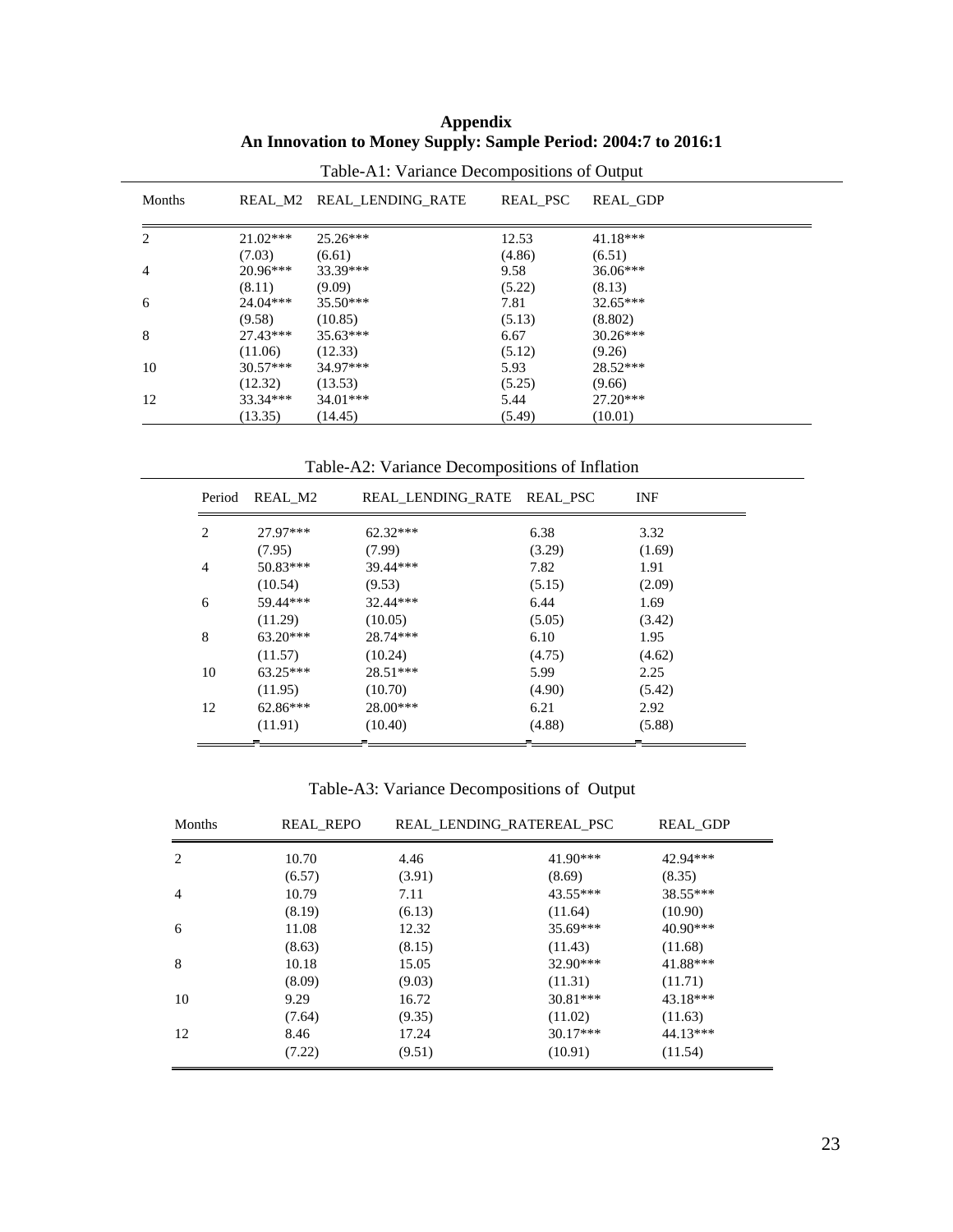**Appendix**
**An Innovation to Money Supply: Sample Period: 2004:7 to 2016:1**

Table-A1: Variance Decompositions of Output

| Months | REAL_M2 | REAL_LENDING_RATE | REAL_PSC | REAL_GDP |
|---|---|---|---|---|
| 2 | 21.02*** | 25.26*** | 12.53 | 41.18*** |
| | (7.03) | (6.61) | (4.86) | (6.51) |
| 4 | 20.96*** | 33.39*** | 9.58 | 36.06*** |
| | (8.11) | (9.09) | (5.22) | (8.13) |
| 6 | 24.04*** | 35.50*** | 7.81 | 32.65*** |
| | (9.58) | (10.85) | (5.13) | (8.802) |
| 8 | 27.43*** | 35.63*** | 6.67 | 30.26*** |
| | (11.06) | (12.33) | (5.12) | (9.26) |
| 10 | 30.57*** | 34.97*** | 5.93 | 28.52*** |
| | (12.32) | (13.53) | (5.25) | (9.66) |
| 12 | 33.34*** | 34.01*** | 5.44 | 27.20*** |
| | (13.35) | (14.45) | (5.49) | (10.01) |

Table-A2: Variance Decompositions of Inflation

| Period | REAL_M2 | REAL_LENDING_RATE | REAL_PSC | INF |
|---|---|---|---|---|
| 2 | 27.97*** | 62.32*** | 6.38 | 3.32 |
| | (7.95) | (7.99) | (3.29) | (1.69) |
| 4 | 50.83*** | 39.44*** | 7.82 | 1.91 |
| | (10.54) | (9.53) | (5.15) | (2.09) |
| 6 | 59.44*** | 32.44*** | 6.44 | 1.69 |
| | (11.29) | (10.05) | (5.05) | (3.42) |
| 8 | 63.20*** | 28.74*** | 6.10 | 1.95 |
| | (11.57) | (10.24) | (4.75) | (4.62) |
| 10 | 63.25*** | 28.51*** | 5.99 | 2.25 |
| | (11.95) | (10.70) | (4.90) | (5.42) |
| 12 | 62.86*** | 28.00*** | 6.21 | 2.92 |
| | (11.91) | (10.40) | (4.88) | (5.88) |

Table-A3: Variance Decompositions of Output

| Months | REAL_REPO | REAL_LENDING_RATE | REAL_PSC | REAL_GDP |
|---|---|---|---|---|
| 2 | 10.70 | 4.46 | 41.90*** | 42.94*** |
| | (6.57) | (3.91) | (8.69) | (8.35) |
| 4 | 10.79 | 7.11 | 43.55*** | 38.55*** |
| | (8.19) | (6.13) | (11.64) | (10.90) |
| 6 | 11.08 | 12.32 | 35.69*** | 40.90*** |
| | (8.63) | (8.15) | (11.43) | (11.68) |
| 8 | 10.18 | 15.05 | 32.90*** | 41.88*** |
| | (8.09) | (9.03) | (11.31) | (11.71) |
| 10 | 9.29 | 16.72 | 30.81*** | 43.18*** |
| | (7.64) | (9.35) | (11.02) | (11.63) |
| 12 | 8.46 | 17.24 | 30.17*** | 44.13*** |
| | (7.22) | (9.51) | (10.91) | (11.54) |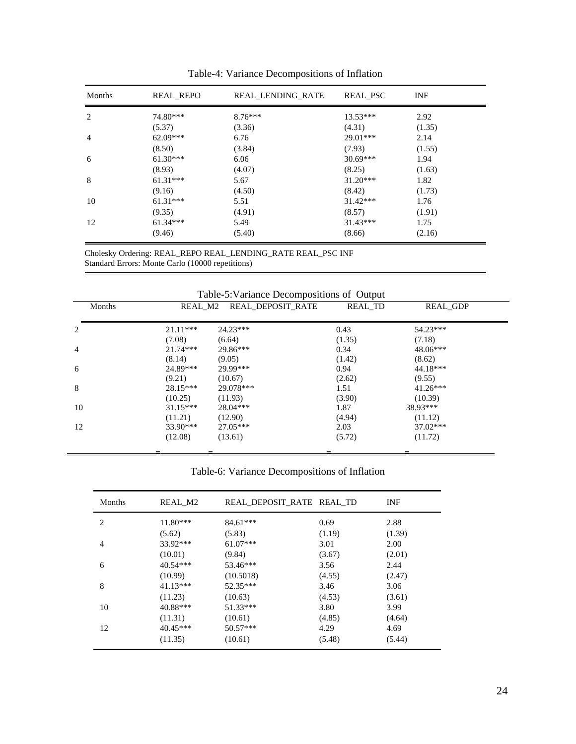Table-4: Variance Decompositions of Inflation

| Months | REAL_REPO | REAL_LENDING_RATE | REAL_PSC | INF |
|---|---|---|---|---|
| 2 | 74.80*** | 8.76*** | 13.53*** | 2.92 |
| | (5.37) | (3.36) | (4.31) | (1.35) |
| 4 | 62.09*** | 6.76 | 29.01*** | 2.14 |
| | (8.50) | (3.84) | (7.93) | (1.55) |
| 6 | 61.30*** | 6.06 | 30.69*** | 1.94 |
| | (8.93) | (4.07) | (8.25) | (1.63) |
| 8 | 61.31*** | 5.67 | 31.20*** | 1.82 |
| | (9.16) | (4.50) | (8.42) | (1.73) |
| 10 | 61.31*** | 5.51 | 31.42*** | 1.76 |
| | (9.35) | (4.91) | (8.57) | (1.91) |
| 12 | 61.34*** | 5.49 | 31.43*** | 1.75 |
| | (9.46) | (5.40) | (8.66) | (2.16) |

Cholesky Ordering: REAL_REPO REAL_LENDING_RATE REAL_PSC INF
Standard Errors: Monte Carlo (10000 repetitions)

Table-5:Variance Decompositions of Output

| Months | REAL_M2 | REAL_DEPOSIT_RATE | REAL_TD | REAL_GDP |
|---|---|---|---|---|
| 2 | 21.11*** | 24.23*** | 0.43 | 54.23*** |
| | (7.08) | (6.64) | (1.35) | (7.18) |
| 4 | 21.74*** | 29.86*** | 0.34 | 48.06*** |
| | (8.14) | (9.05) | (1.42) | (8.62) |
| 6 | 24.89*** | 29.99*** | 0.94 | 44.18*** |
| | (9.21) | (10.67) | (2.62) | (9.55) |
| 8 | 28.15*** | 29.078*** | 1.51 | 41.26*** |
| | (10.25) | (11.93) | (3.90) | (10.39) |
| 10 | 31.15*** | 28.04*** | 1.87 | 38.93*** |
| | (11.21) | (12.90) | (4.94) | (11.12) |
| 12 | 33.90*** | 27.05*** | 2.03 | 37.02*** |
| | (12.08) | (13.61) | (5.72) | (11.72) |

Table-6: Variance Decompositions of Inflation

| Months | REAL_M2 | REAL_DEPOSIT_RATE | REAL_TD | INF |
|---|---|---|---|---|
| 2 | 11.80*** | 84.61*** | 0.69 | 2.88 |
| | (5.62) | (5.83) | (1.19) | (1.39) |
| 4 | 33.92*** | 61.07*** | 3.01 | 2.00 |
| | (10.01) | (9.84) | (3.67) | (2.01) |
| 6 | 40.54*** | 53.46*** | 3.56 | 2.44 |
| | (10.99) | (10.5018) | (4.55) | (2.47) |
| 8 | 41.13*** | 52.35*** | 3.46 | 3.06 |
| | (11.23) | (10.63) | (4.53) | (3.61) |
| 10 | 40.88*** | 51.33*** | 3.80 | 3.99 |
| | (11.31) | (10.61) | (4.85) | (4.64) |
| 12 | 40.45*** | 50.57*** | 4.29 | 4.69 |
| | (11.35) | (10.61) | (5.48) | (5.44) |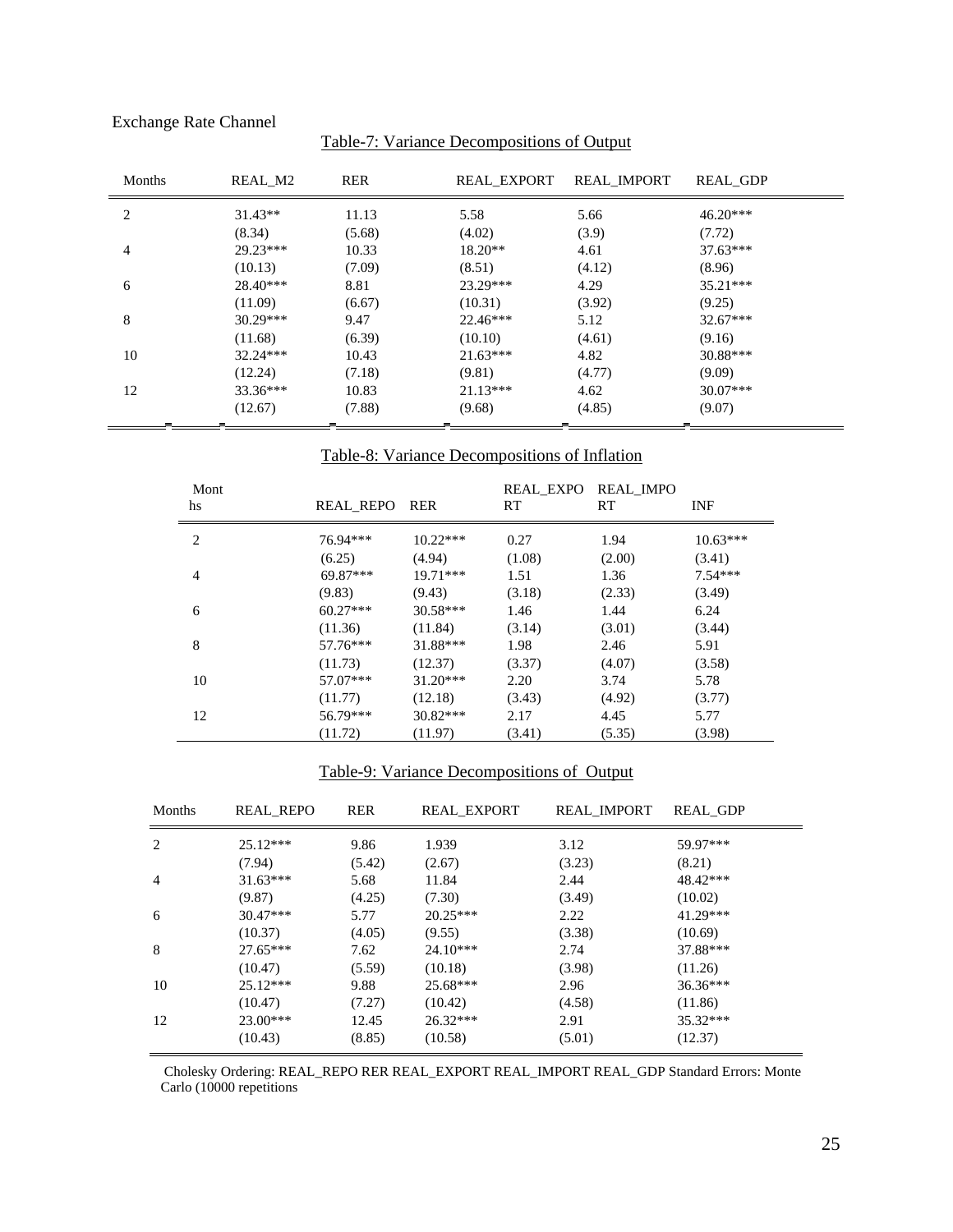Exchange Rate Channel

Table-7: Variance Decompositions of Output

| Months | REAL_M2 | RER | REAL_EXPORT | REAL_IMPORT | REAL_GDP |
|---|---|---|---|---|---|
| 2 | 31.43** | 11.13 | 5.58 | 5.66 | 46.20*** |
| | (8.34) | (5.68) | (4.02) | (3.9) | (7.72) |
| 4 | 29.23*** | 10.33 | 18.20** | 4.61 | 37.63*** |
| | (10.13) | (7.09) | (8.51) | (4.12) | (8.96) |
| 6 | 28.40*** | 8.81 | 23.29*** | 4.29 | 35.21*** |
| | (11.09) | (6.67) | (10.31) | (3.92) | (9.25) |
| 8 | 30.29*** | 9.47 | 22.46*** | 5.12 | 32.67*** |
| | (11.68) | (6.39) | (10.10) | (4.61) | (9.16) |
| 10 | 32.24*** | 10.43 | 21.63*** | 4.82 | 30.88*** |
| | (12.24) | (7.18) | (9.81) | (4.77) | (9.09) |
| 12 | 33.36*** | 10.83 | 21.13*** | 4.62 | 30.07*** |
| | (12.67) | (7.88) | (9.68) | (4.85) | (9.07) |

Table-8: Variance Decompositions of Inflation

| Months | REAL_REPO | RER | REAL_EXPORT | REAL_IMPORT | INF |
|---|---|---|---|---|---|
| 2 | 76.94*** | 10.22*** | 0.27 | 1.94 | 10.63*** |
| | (6.25) | (4.94) | (1.08) | (2.00) | (3.41) |
| 4 | 69.87*** | 19.71*** | 1.51 | 1.36 | 7.54*** |
| | (9.83) | (9.43) | (3.18) | (2.33) | (3.49) |
| 6 | 60.27*** | 30.58*** | 1.46 | 1.44 | 6.24 |
| | (11.36) | (11.84) | (3.14) | (3.01) | (3.44) |
| 8 | 57.76*** | 31.88*** | 1.98 | 2.46 | 5.91 |
| | (11.73) | (12.37) | (3.37) | (4.07) | (3.58) |
| 10 | 57.07*** | 31.20*** | 2.20 | 3.74 | 5.78 |
| | (11.77) | (12.18) | (3.43) | (4.92) | (3.77) |
| 12 | 56.79*** | 30.82*** | 2.17 | 4.45 | 5.77 |
| | (11.72) | (11.97) | (3.41) | (5.35) | (3.98) |

Table-9: Variance Decompositions of Output

| Months | REAL_REPO | RER | REAL_EXPORT | REAL_IMPORT | REAL_GDP |
|---|---|---|---|---|---|
| 2 | 25.12*** | 9.86 | 1.939 | 3.12 | 59.97*** |
| | (7.94) | (5.42) | (2.67) | (3.23) | (8.21) |
| 4 | 31.63*** | 5.68 | 11.84 | 2.44 | 48.42*** |
| | (9.87) | (4.25) | (7.30) | (3.49) | (10.02) |
| 6 | 30.47*** | 5.77 | 20.25*** | 2.22 | 41.29*** |
| | (10.37) | (4.05) | (9.55) | (3.38) | (10.69) |
| 8 | 27.65*** | 7.62 | 24.10*** | 2.74 | 37.88*** |
| | (10.47) | (5.59) | (10.18) | (3.98) | (11.26) |
| 10 | 25.12*** | 9.88 | 25.68*** | 2.96 | 36.36*** |
| | (10.47) | (7.27) | (10.42) | (4.58) | (11.86) |
| 12 | 23.00*** | 12.45 | 26.32*** | 2.91 | 35.32*** |
| | (10.43) | (8.85) | (10.58) | (5.01) | (12.37) |

Cholesky Ordering: REAL_REPO RER REAL_EXPORT REAL_IMPORT REAL_GDP Standard Errors: Monte Carlo (10000 repetitions